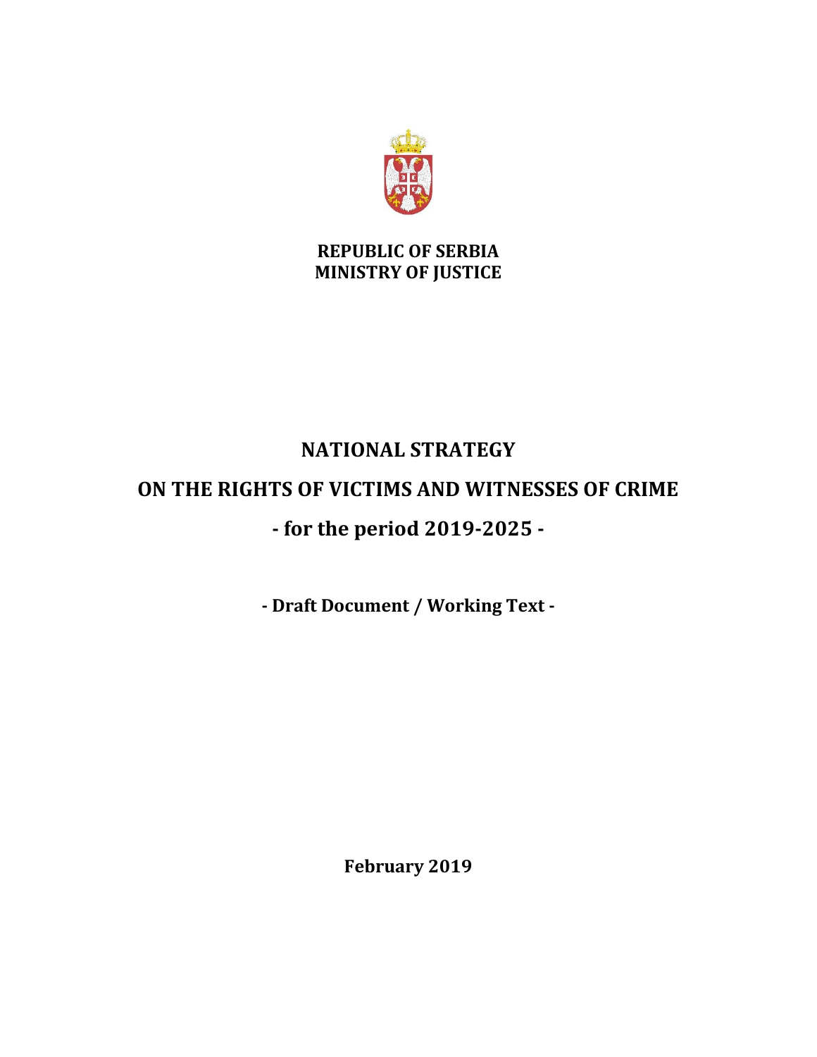**REPUBLIC OF SERBIA**
**MINISTRY OF JUSTICE**

# NATIONAL STRATEGY

# ON THE RIGHTS OF VICTIMS AND WITNESSES OF CRIME

# - for the period 2019-2025 -

**- Draft Document / Working Text -**

**February 2019**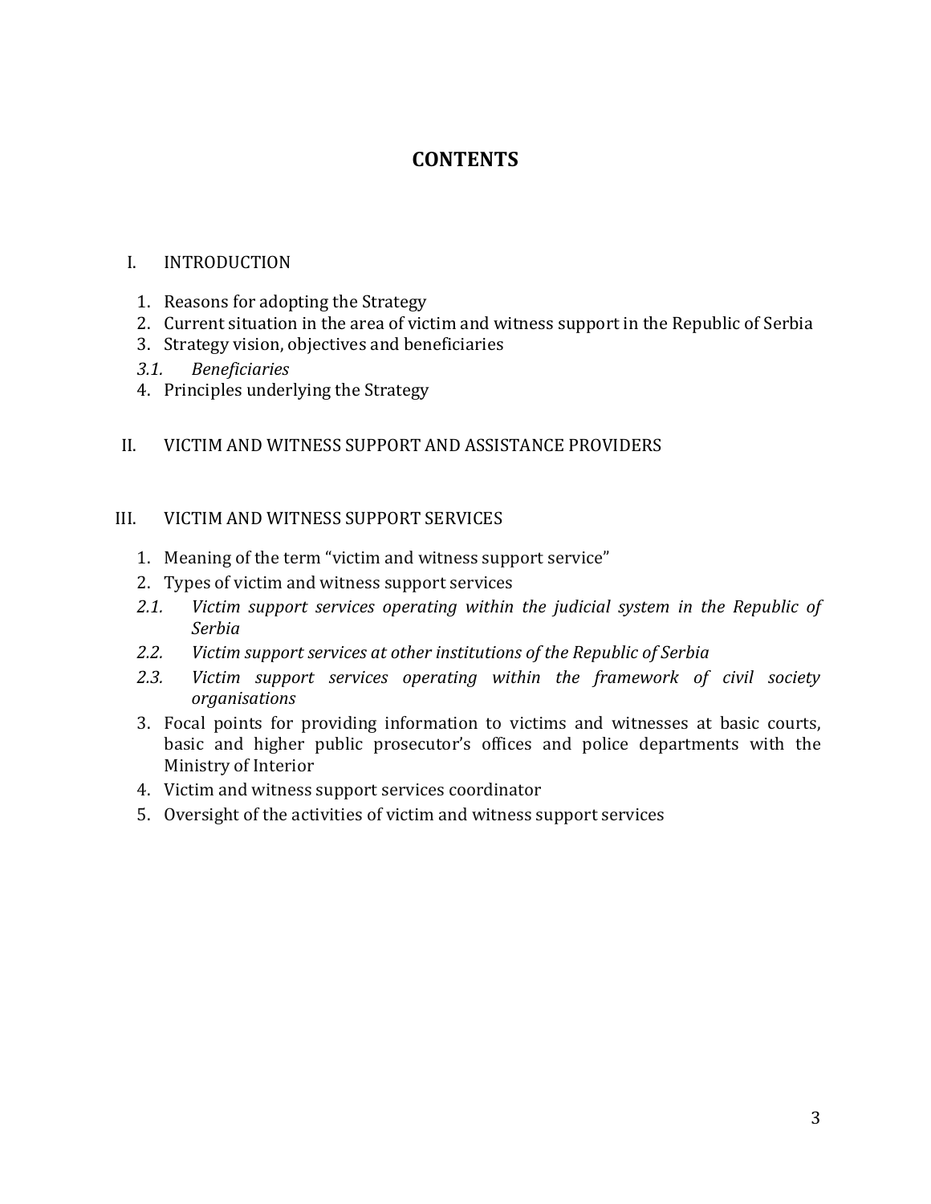# CONTENTS

I. INTRODUCTION

1. Reasons for adopting the Strategy
2. Current situation in the area of victim and witness support in the Republic of Serbia
3. Strategy vision, objectives and beneficiaries

*3.1. Beneficiaries*

4. Principles underlying the Strategy

II. VICTIM AND WITNESS SUPPORT AND ASSISTANCE PROVIDERS

III. VICTIM AND WITNESS SUPPORT SERVICES

1. Meaning of the term "victim and witness support service"
2. Types of victim and witness support services

*2.1. Victim support services operating within the judicial system in the Republic of Serbia*

*2.2. Victim support services at other institutions of the Republic of Serbia*

*2.3. Victim support services operating within the framework of civil society organisations*

3. Focal points for providing information to victims and witnesses at basic courts, basic and higher public prosecutor's offices and police departments with the Ministry of Interior
4. Victim and witness support services coordinator
5. Oversight of the activities of victim and witness support services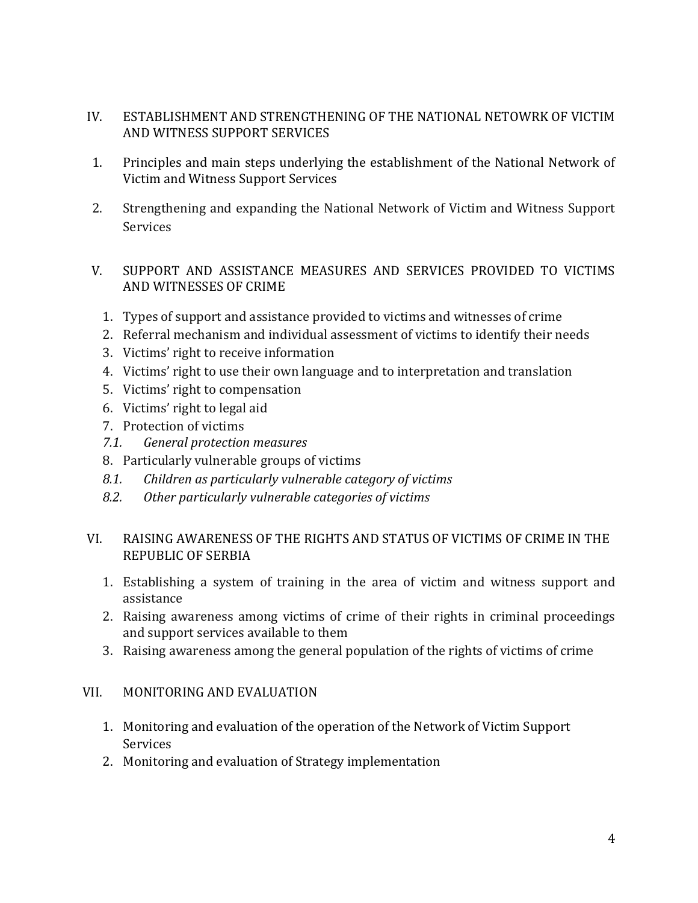IV. ESTABLISHMENT AND STRENGTHENING OF THE NATIONAL NETOWRK OF VICTIM AND WITNESS SUPPORT SERVICES

1. Principles and main steps underlying the establishment of the National Network of Victim and Witness Support Services
2. Strengthening and expanding the National Network of Victim and Witness Support Services

V. SUPPORT AND ASSISTANCE MEASURES AND SERVICES PROVIDED TO VICTIMS AND WITNESSES OF CRIME

1. Types of support and assistance provided to victims and witnesses of crime
2. Referral mechanism and individual assessment of victims to identify their needs
3. Victims' right to receive information
4. Victims' right to use their own language and to interpretation and translation
5. Victims' right to compensation
6. Victims' right to legal aid
7. Protection of victims

   *7.1. General protection measures*

8. Particularly vulnerable groups of victims

   *8.1. Children as particularly vulnerable category of victims*

   *8.2. Other particularly vulnerable categories of victims*

VI. RAISING AWARENESS OF THE RIGHTS AND STATUS OF VICTIMS OF CRIME IN THE REPUBLIC OF SERBIA

1. Establishing a system of training in the area of victim and witness support and assistance
2. Raising awareness among victims of crime of their rights in criminal proceedings and support services available to them
3. Raising awareness among the general population of the rights of victims of crime

VII. MONITORING AND EVALUATION

1. Monitoring and evaluation of the operation of the Network of Victim Support Services
2. Monitoring and evaluation of Strategy implementation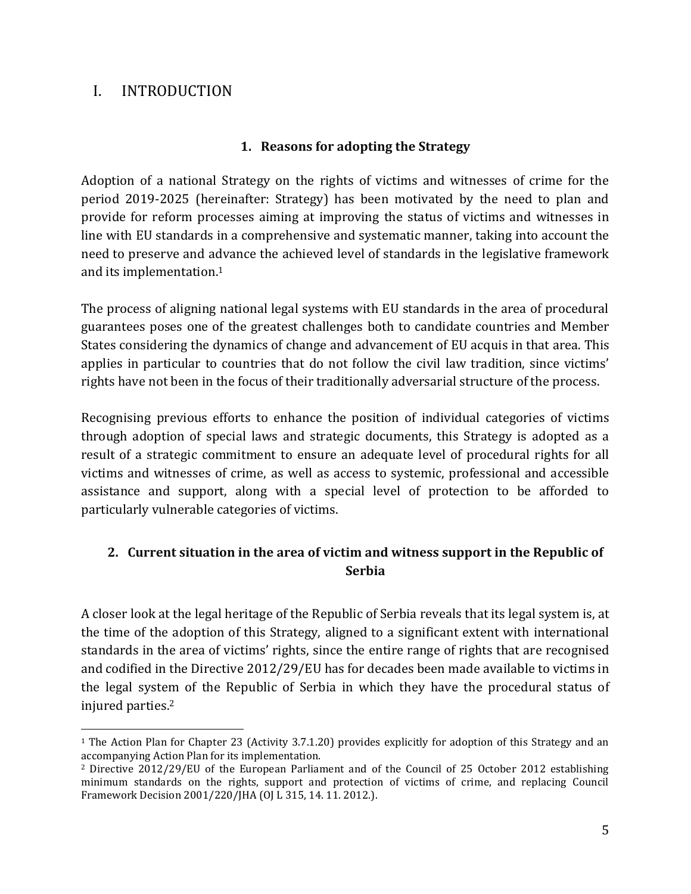# I. INTRODUCTION

## 1. Reasons for adopting the Strategy

Adoption of a national Strategy on the rights of victims and witnesses of crime for the period 2019-2025 (hereinafter: Strategy) has been motivated by the need to plan and provide for reform processes aiming at improving the status of victims and witnesses in line with EU standards in a comprehensive and systematic manner, taking into account the need to preserve and advance the achieved level of standards in the legislative framework and its implementation.[1]

The process of aligning national legal systems with EU standards in the area of procedural guarantees poses one of the greatest challenges both to candidate countries and Member States considering the dynamics of change and advancement of EU acquis in that area. This applies in particular to countries that do not follow the civil law tradition, since victims' rights have not been in the focus of their traditionally adversarial structure of the process.

Recognising previous efforts to enhance the position of individual categories of victims through adoption of special laws and strategic documents, this Strategy is adopted as a result of a strategic commitment to ensure an adequate level of procedural rights for all victims and witnesses of crime, as well as access to systemic, professional and accessible assistance and support, along with a special level of protection to be afforded to particularly vulnerable categories of victims.

## 2. Current situation in the area of victim and witness support in the Republic of Serbia

A closer look at the legal heritage of the Republic of Serbia reveals that its legal system is, at the time of the adoption of this Strategy, aligned to a significant extent with international standards in the area of victims' rights, since the entire range of rights that are recognised and codified in the Directive 2012/29/EU has for decades been made available to victims in the legal system of the Republic of Serbia in which they have the procedural status of injured parties.[2]

---

[1] The Action Plan for Chapter 23 (Activity 3.7.1.20) provides explicitly for adoption of this Strategy and an accompanying Action Plan for its implementation.

[2] Directive 2012/29/EU of the European Parliament and of the Council of 25 October 2012 establishing minimum standards on the rights, support and protection of victims of crime, and replacing Council Framework Decision 2001/220/JHA (OJ L 315, 14. 11. 2012.).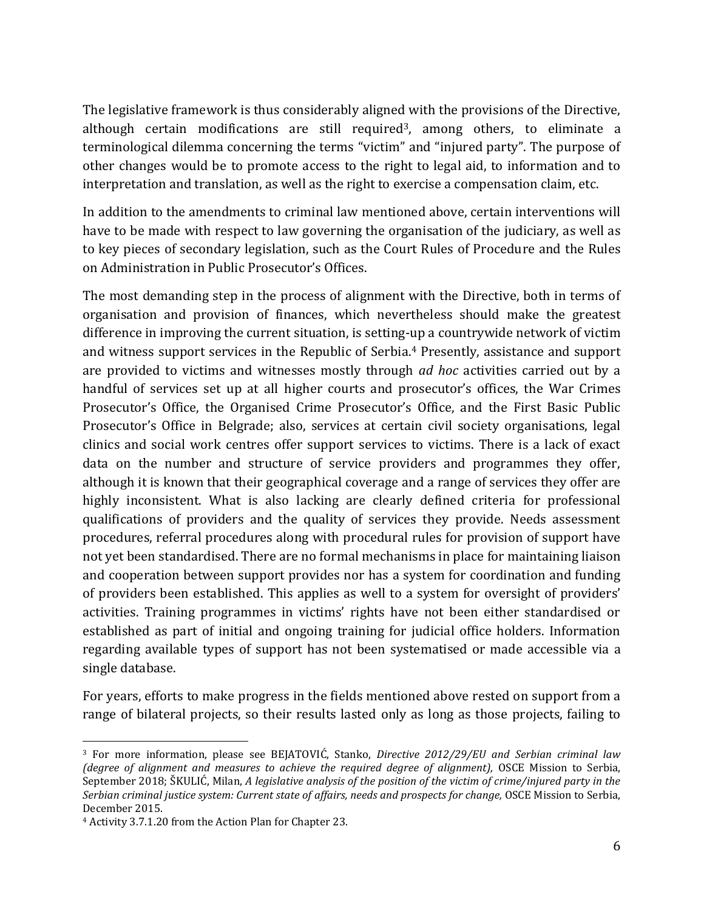The legislative framework is thus considerably aligned with the provisions of the Directive, although certain modifications are still required[3], among others, to eliminate a terminological dilemma concerning the terms "victim" and "injured party". The purpose of other changes would be to promote access to the right to legal aid, to information and to interpretation and translation, as well as the right to exercise a compensation claim, etc.

In addition to the amendments to criminal law mentioned above, certain interventions will have to be made with respect to law governing the organisation of the judiciary, as well as to key pieces of secondary legislation, such as the Court Rules of Procedure and the Rules on Administration in Public Prosecutor's Offices.

The most demanding step in the process of alignment with the Directive, both in terms of organisation and provision of finances, which nevertheless should make the greatest difference in improving the current situation, is setting-up a countrywide network of victim and witness support services in the Republic of Serbia.[4] Presently, assistance and support are provided to victims and witnesses mostly through *ad hoc* activities carried out by a handful of services set up at all higher courts and prosecutor's offices, the War Crimes Prosecutor's Office, the Organised Crime Prosecutor's Office, and the First Basic Public Prosecutor's Office in Belgrade; also, services at certain civil society organisations, legal clinics and social work centres offer support services to victims. There is a lack of exact data on the number and structure of service providers and programmes they offer, although it is known that their geographical coverage and a range of services they offer are highly inconsistent. What is also lacking are clearly defined criteria for professional qualifications of providers and the quality of services they provide. Needs assessment procedures, referral procedures along with procedural rules for provision of support have not yet been standardised. There are no formal mechanisms in place for maintaining liaison and cooperation between support provides nor has a system for coordination and funding of providers been established. This applies as well to a system for oversight of providers' activities. Training programmes in victims' rights have not been either standardised or established as part of initial and ongoing training for judicial office holders. Information regarding available types of support has not been systematised or made accessible via a single database.

For years, efforts to make progress in the fields mentioned above rested on support from a range of bilateral projects, so their results lasted only as long as those projects, failing to

---

[3] For more information, please see BEJATOVIĆ, Stanko, *Directive 2012/29/EU and Serbian criminal law (degree of alignment and measures to achieve the required degree of alignment),* OSCE Mission to Serbia, September 2018; ŠKULIĆ, Milan, *A legislative analysis of the position of the victim of crime/injured party in the Serbian criminal justice system: Current state of affairs, needs and prospects for change,* OSCE Mission to Serbia, December 2015.

[4] Activity 3.7.1.20 from the Action Plan for Chapter 23.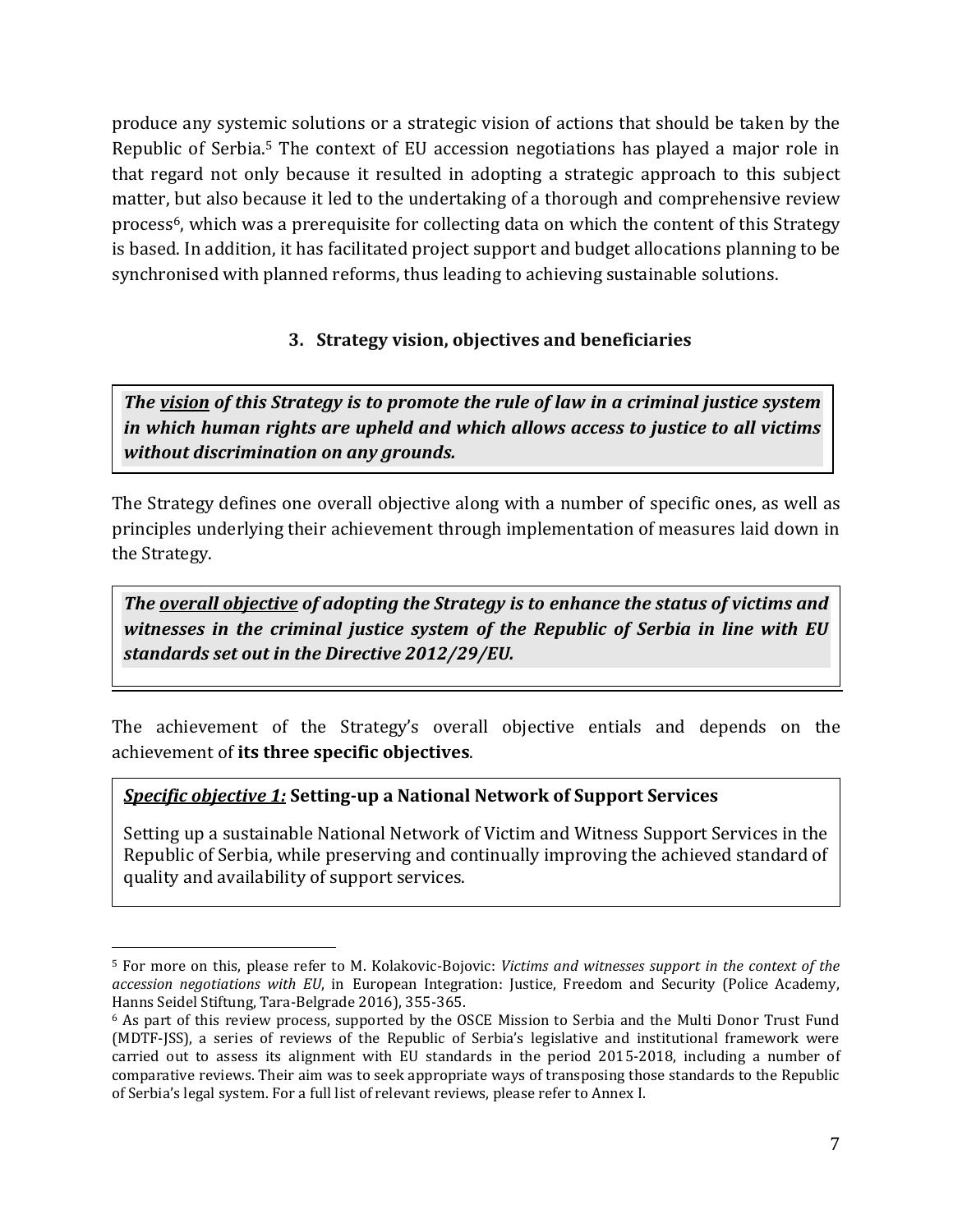produce any systemic solutions or a strategic vision of actions that should be taken by the Republic of Serbia.[5] The context of EU accession negotiations has played a major role in that regard not only because it resulted in adopting a strategic approach to this subject matter, but also because it led to the undertaking of a thorough and comprehensive review process[6], which was a prerequisite for collecting data on which the content of this Strategy is based. In addition, it has facilitated project support and budget allocations planning to be synchronised with planned reforms, thus leading to achieving sustainable solutions.

## 3. Strategy vision, objectives and beneficiaries

***The <u>vision</u> of this Strategy is to promote the rule of law in a criminal justice system in which human rights are upheld and which allows access to justice to all victims without discrimination on any grounds.***

The Strategy defines one overall objective along with a number of specific ones, as well as principles underlying their achievement through implementation of measures laid down in the Strategy.

***The <u>overall objective</u> of adopting the Strategy is to enhance the status of victims and witnesses in the criminal justice system of the Republic of Serbia in line with EU standards set out in the Directive 2012/29/EU.***

The achievement of the Strategy's overall objective entials and depends on the achievement of **its three specific objectives**.

***<u>Specific objective 1:</u>*** **Setting-up a National Network of Support Services**

Setting up a sustainable National Network of Victim and Witness Support Services in the Republic of Serbia, while preserving and continually improving the achieved standard of quality and availability of support services.

---

[5] For more on this, please refer to M. Kolakovic-Bojovic: *Victims and witnesses support in the context of the accession negotiations with EU*, in European Integration: Justice, Freedom and Security (Police Academy, Hanns Seidel Stiftung, Tara-Belgrade 2016), 355-365.

[6] As part of this review process, supported by the OSCE Mission to Serbia and the Multi Donor Trust Fund (MDTF-JSS), a series of reviews of the Republic of Serbia's legislative and institutional framework were carried out to assess its alignment with EU standards in the period 2015-2018, including a number of comparative reviews. Their aim was to seek appropriate ways of transposing those standards to the Republic of Serbia's legal system. For a full list of relevant reviews, please refer to Annex I.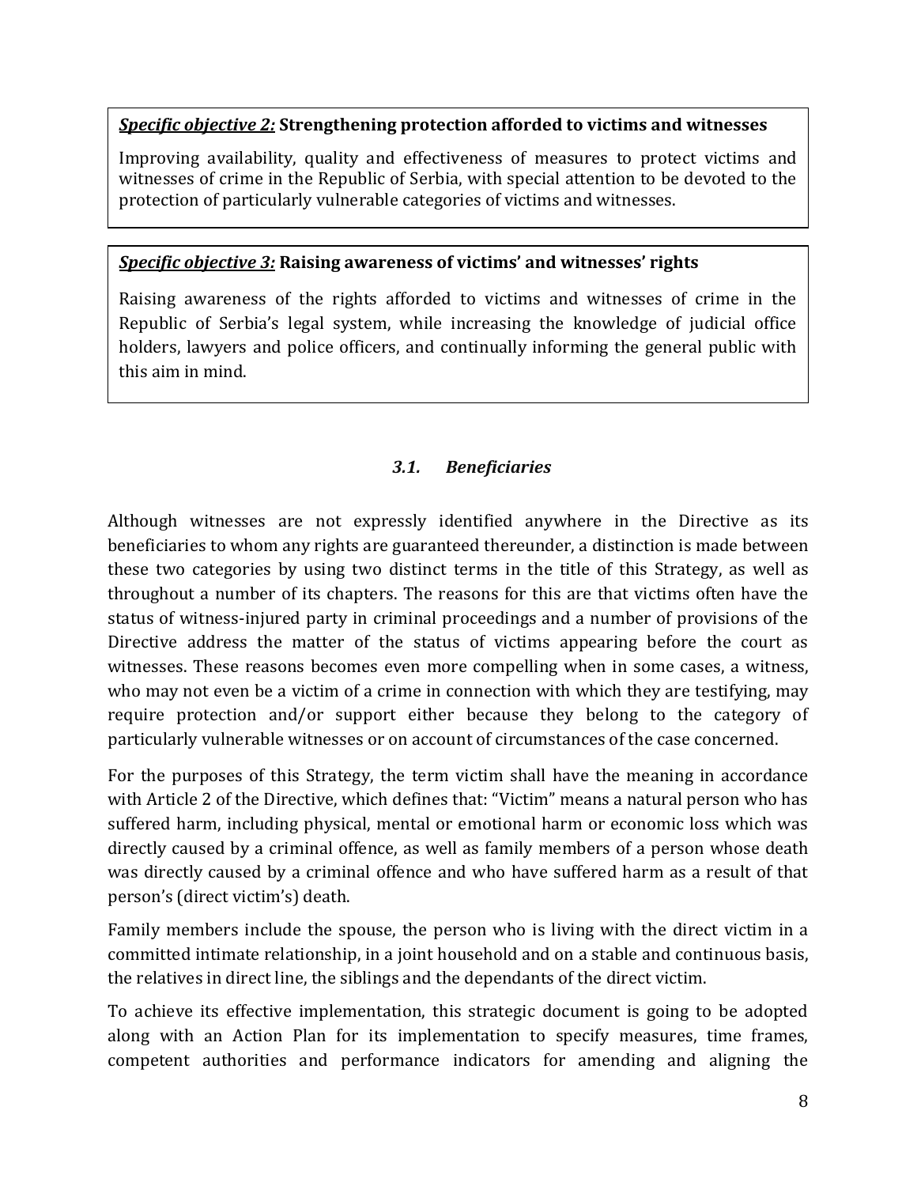***Specific objective 2:*** **Strengthening protection afforded to victims and witnesses**

Improving availability, quality and effectiveness of measures to protect victims and witnesses of crime in the Republic of Serbia, with special attention to be devoted to the protection of particularly vulnerable categories of victims and witnesses.

***Specific objective 3:*** **Raising awareness of victims' and witnesses' rights**

Raising awareness of the rights afforded to victims and witnesses of crime in the Republic of Serbia's legal system, while increasing the knowledge of judicial office holders, lawyers and police officers, and continually informing the general public with this aim in mind.

### *3.1. Beneficiaries*

Although witnesses are not expressly identified anywhere in the Directive as its beneficiaries to whom any rights are guaranteed thereunder, a distinction is made between these two categories by using two distinct terms in the title of this Strategy, as well as throughout a number of its chapters. The reasons for this are that victims often have the status of witness-injured party in criminal proceedings and a number of provisions of the Directive address the matter of the status of victims appearing before the court as witnesses. These reasons becomes even more compelling when in some cases, a witness, who may not even be a victim of a crime in connection with which they are testifying, may require protection and/or support either because they belong to the category of particularly vulnerable witnesses or on account of circumstances of the case concerned.

For the purposes of this Strategy, the term victim shall have the meaning in accordance with Article 2 of the Directive, which defines that: "Victim" means a natural person who has suffered harm, including physical, mental or emotional harm or economic loss which was directly caused by a criminal offence, as well as family members of a person whose death was directly caused by a criminal offence and who have suffered harm as a result of that person's (direct victim's) death.

Family members include the spouse, the person who is living with the direct victim in a committed intimate relationship, in a joint household and on a stable and continuous basis, the relatives in direct line, the siblings and the dependants of the direct victim.

To achieve its effective implementation, this strategic document is going to be adopted along with an Action Plan for its implementation to specify measures, time frames, competent authorities and performance indicators for amending and aligning the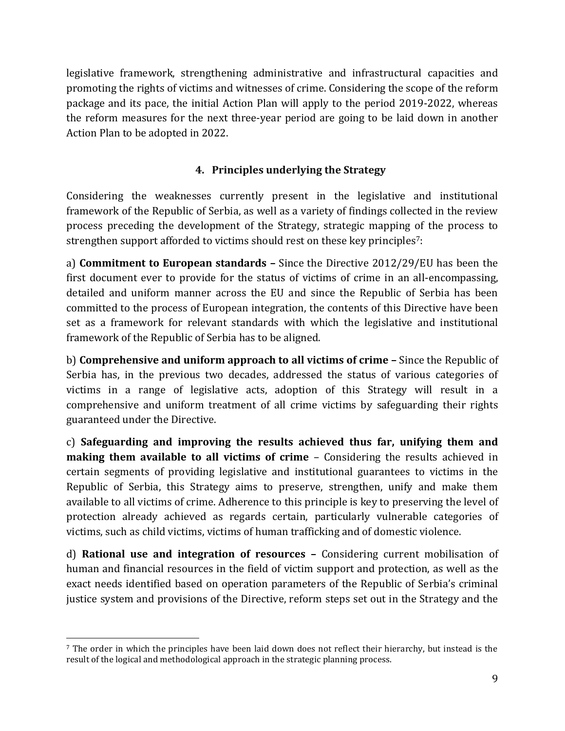legislative framework, strengthening administrative and infrastructural capacities and promoting the rights of victims and witnesses of crime. Considering the scope of the reform package and its pace, the initial Action Plan will apply to the period 2019-2022, whereas the reform measures for the next three-year period are going to be laid down in another Action Plan to be adopted in 2022.

## 4. Principles underlying the Strategy

Considering the weaknesses currently present in the legislative and institutional framework of the Republic of Serbia, as well as a variety of findings collected in the review process preceding the development of the Strategy, strategic mapping of the process to strengthen support afforded to victims should rest on these key principles[7]:

a) **Commitment to European standards –** Since the Directive 2012/29/EU has been the first document ever to provide for the status of victims of crime in an all-encompassing, detailed and uniform manner across the EU and since the Republic of Serbia has been committed to the process of European integration, the contents of this Directive have been set as a framework for relevant standards with which the legislative and institutional framework of the Republic of Serbia has to be aligned.

b) **Comprehensive and uniform approach to all victims of crime –** Since the Republic of Serbia has, in the previous two decades, addressed the status of various categories of victims in a range of legislative acts, adoption of this Strategy will result in a comprehensive and uniform treatment of all crime victims by safeguarding their rights guaranteed under the Directive.

c) **Safeguarding and improving the results achieved thus far, unifying them and making them available to all victims of crime** – Considering the results achieved in certain segments of providing legislative and institutional guarantees to victims in the Republic of Serbia, this Strategy aims to preserve, strengthen, unify and make them available to all victims of crime. Adherence to this principle is key to preserving the level of protection already achieved as regards certain, particularly vulnerable categories of victims, such as child victims, victims of human trafficking and of domestic violence.

d) **Rational use and integration of resources –** Considering current mobilisation of human and financial resources in the field of victim support and protection, as well as the exact needs identified based on operation parameters of the Republic of Serbia's criminal justice system and provisions of the Directive, reform steps set out in the Strategy and the

---

[7] The order in which the principles have been laid down does not reflect their hierarchy, but instead is the result of the logical and methodological approach in the strategic planning process.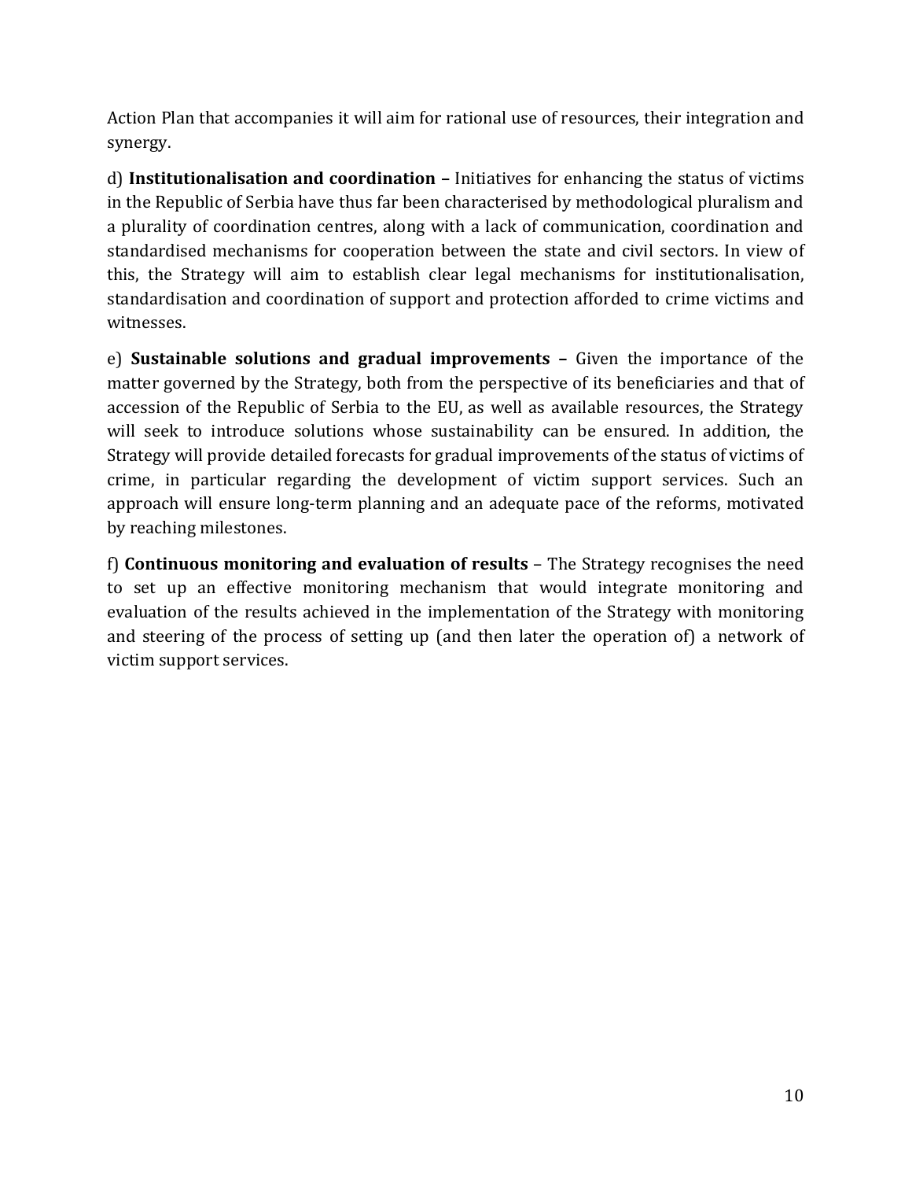Action Plan that accompanies it will aim for rational use of resources, their integration and synergy.

d) **Institutionalisation and coordination –** Initiatives for enhancing the status of victims in the Republic of Serbia have thus far been characterised by methodological pluralism and a plurality of coordination centres, along with a lack of communication, coordination and standardised mechanisms for cooperation between the state and civil sectors. In view of this, the Strategy will aim to establish clear legal mechanisms for institutionalisation, standardisation and coordination of support and protection afforded to crime victims and witnesses.

e) **Sustainable solutions and gradual improvements –** Given the importance of the matter governed by the Strategy, both from the perspective of its beneficiaries and that of accession of the Republic of Serbia to the EU, as well as available resources, the Strategy will seek to introduce solutions whose sustainability can be ensured. In addition, the Strategy will provide detailed forecasts for gradual improvements of the status of victims of crime, in particular regarding the development of victim support services. Such an approach will ensure long-term planning and an adequate pace of the reforms, motivated by reaching milestones.

f) **Continuous monitoring and evaluation of results** – The Strategy recognises the need to set up an effective monitoring mechanism that would integrate monitoring and evaluation of the results achieved in the implementation of the Strategy with monitoring and steering of the process of setting up (and then later the operation of) a network of victim support services.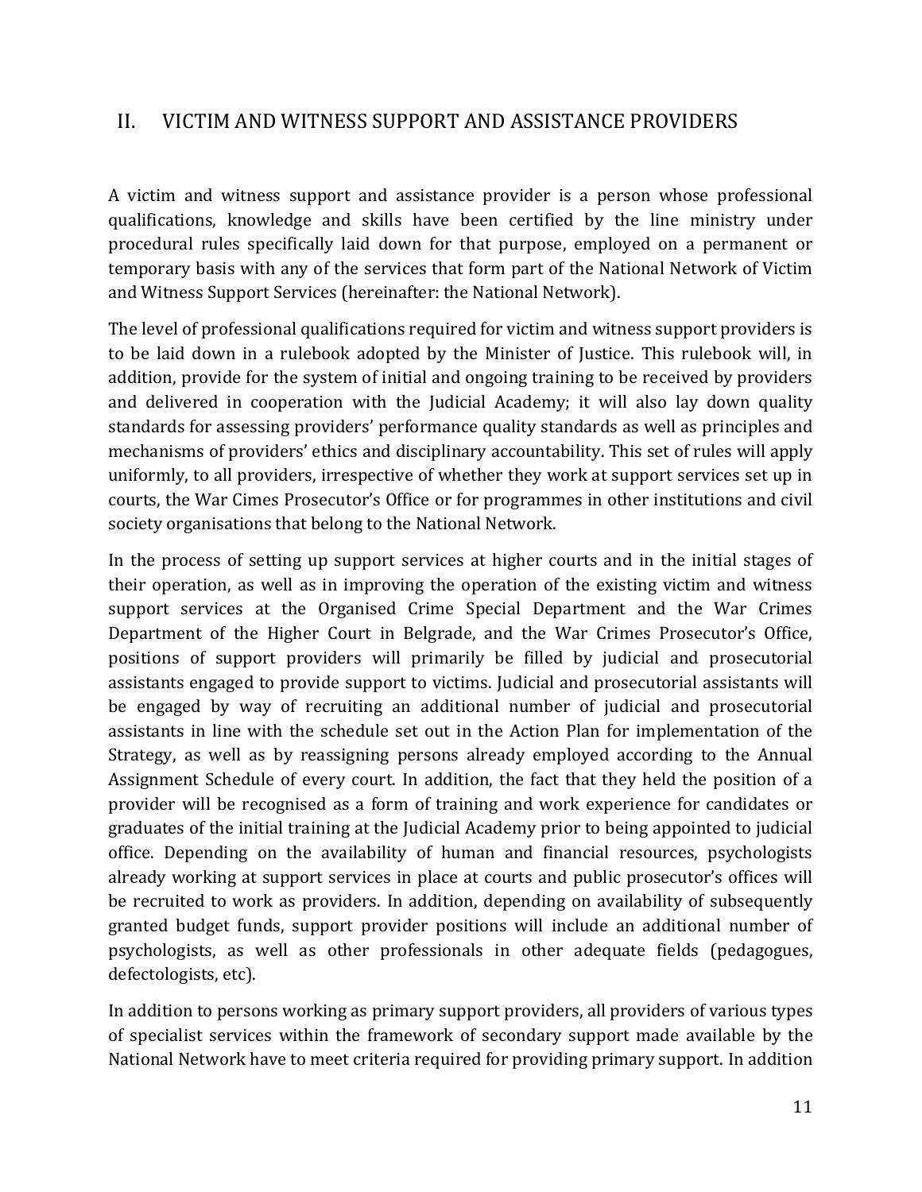## II. VICTIM AND WITNESS SUPPORT AND ASSISTANCE PROVIDERS

A victim and witness support and assistance provider is a person whose professional qualifications, knowledge and skills have been certified by the line ministry under procedural rules specifically laid down for that purpose, employed on a permanent or temporary basis with any of the services that form part of the National Network of Victim and Witness Support Services (hereinafter: the National Network).

The level of professional qualifications required for victim and witness support providers is to be laid down in a rulebook adopted by the Minister of Justice. This rulebook will, in addition, provide for the system of initial and ongoing training to be received by providers and delivered in cooperation with the Judicial Academy; it will also lay down quality standards for assessing providers' performance quality standards as well as principles and mechanisms of providers' ethics and disciplinary accountability. This set of rules will apply uniformly, to all providers, irrespective of whether they work at support services set up in courts, the War Cimes Prosecutor's Office or for programmes in other institutions and civil society organisations that belong to the National Network.

In the process of setting up support services at higher courts and in the initial stages of their operation, as well as in improving the operation of the existing victim and witness support services at the Organised Crime Special Department and the War Crimes Department of the Higher Court in Belgrade, and the War Crimes Prosecutor's Office, positions of support providers will primarily be filled by judicial and prosecutorial assistants engaged to provide support to victims. Judicial and prosecutorial assistants will be engaged by way of recruiting an additional number of judicial and prosecutorial assistants in line with the schedule set out in the Action Plan for implementation of the Strategy, as well as by reassigning persons already employed according to the Annual Assignment Schedule of every court. In addition, the fact that they held the position of a provider will be recognised as a form of training and work experience for candidates or graduates of the initial training at the Judicial Academy prior to being appointed to judicial office. Depending on the availability of human and financial resources, psychologists already working at support services in place at courts and public prosecutor's offices will be recruited to work as providers. In addition, depending on availability of subsequently granted budget funds, support provider positions will include an additional number of psychologists, as well as other professionals in other adequate fields (pedagogues, defectologists, etc).

In addition to persons working as primary support providers, all providers of various types of specialist services within the framework of secondary support made available by the National Network have to meet criteria required for providing primary support. In addition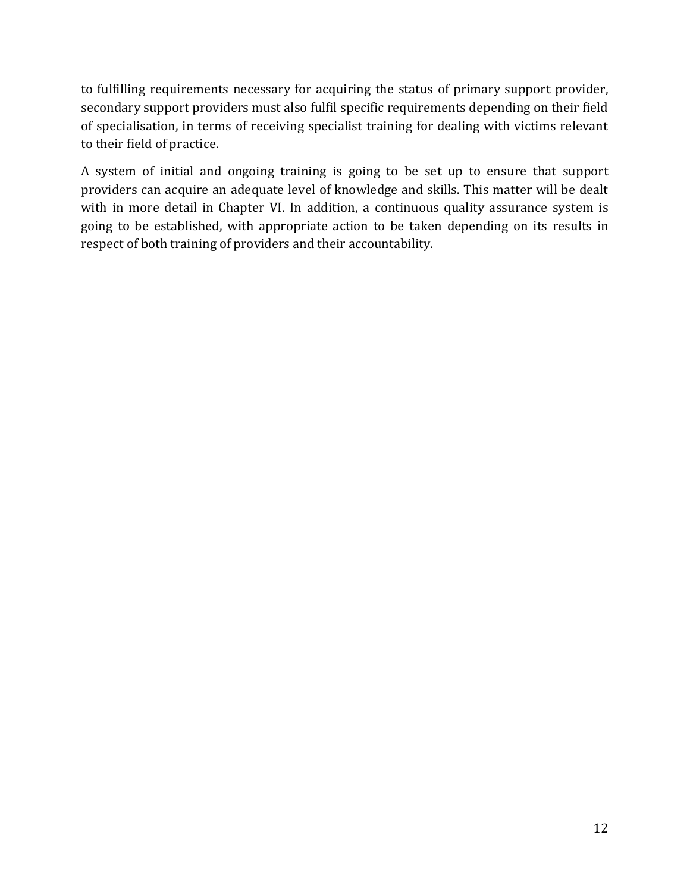to fulfilling requirements necessary for acquiring the status of primary support provider, secondary support providers must also fulfil specific requirements depending on their field of specialisation, in terms of receiving specialist training for dealing with victims relevant to their field of practice.

A system of initial and ongoing training is going to be set up to ensure that support providers can acquire an adequate level of knowledge and skills. This matter will be dealt with in more detail in Chapter VI. In addition, a continuous quality assurance system is going to be established, with appropriate action to be taken depending on its results in respect of both training of providers and their accountability.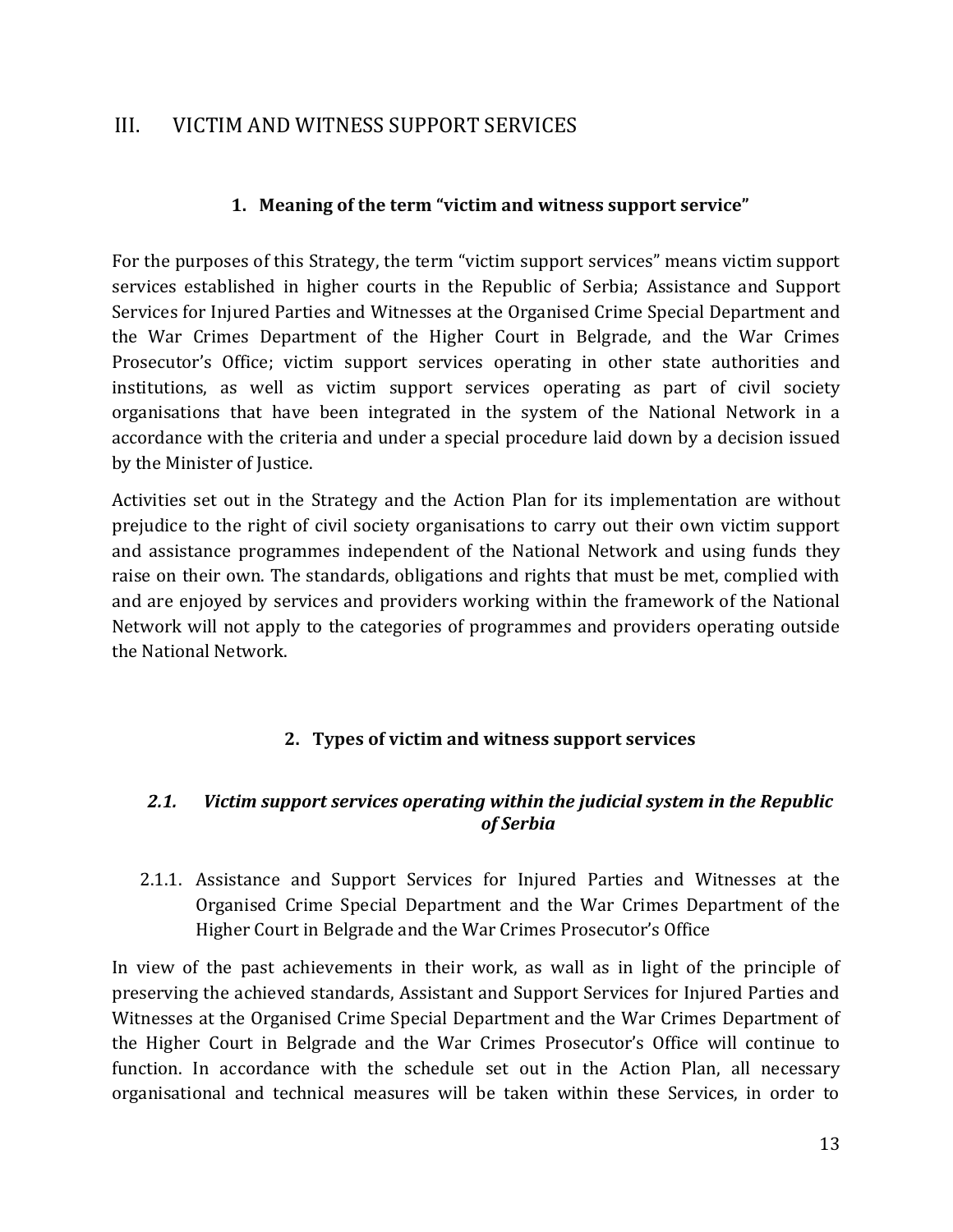# III. VICTIM AND WITNESS SUPPORT SERVICES

## 1. Meaning of the term "victim and witness support service"

For the purposes of this Strategy, the term "victim support services" means victim support services established in higher courts in the Republic of Serbia; Assistance and Support Services for Injured Parties and Witnesses at the Organised Crime Special Department and the War Crimes Department of the Higher Court in Belgrade, and the War Crimes Prosecutor's Office; victim support services operating in other state authorities and institutions, as well as victim support services operating as part of civil society organisations that have been integrated in the system of the National Network in a accordance with the criteria and under a special procedure laid down by a decision issued by the Minister of Justice.

Activities set out in the Strategy and the Action Plan for its implementation are without prejudice to the right of civil society organisations to carry out their own victim support and assistance programmes independent of the National Network and using funds they raise on their own. The standards, obligations and rights that must be met, complied with and are enjoyed by services and providers working within the framework of the National Network will not apply to the categories of programmes and providers operating outside the National Network.

## 2. Types of victim and witness support services

### *2.1. Victim support services operating within the judicial system in the Republic of Serbia*

2.1.1. Assistance and Support Services for Injured Parties and Witnesses at the Organised Crime Special Department and the War Crimes Department of the Higher Court in Belgrade and the War Crimes Prosecutor's Office

In view of the past achievements in their work, as wall as in light of the principle of preserving the achieved standards, Assistant and Support Services for Injured Parties and Witnesses at the Organised Crime Special Department and the War Crimes Department of the Higher Court in Belgrade and the War Crimes Prosecutor's Office will continue to function. In accordance with the schedule set out in the Action Plan, all necessary organisational and technical measures will be taken within these Services, in order to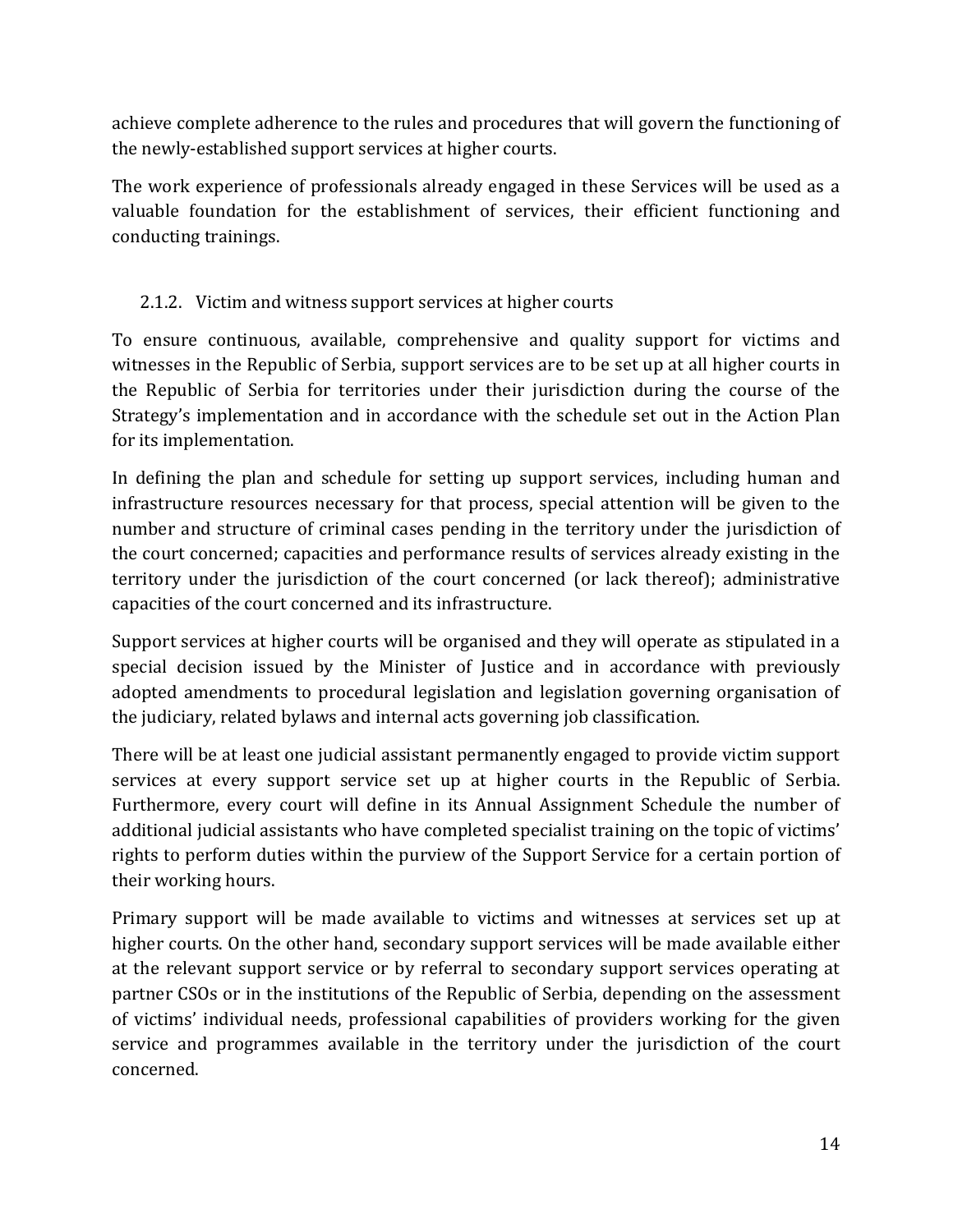achieve complete adherence to the rules and procedures that will govern the functioning of the newly-established support services at higher courts.

The work experience of professionals already engaged in these Services will be used as a valuable foundation for the establishment of services, their efficient functioning and conducting trainings.

### 2.1.2. Victim and witness support services at higher courts

To ensure continuous, available, comprehensive and quality support for victims and witnesses in the Republic of Serbia, support services are to be set up at all higher courts in the Republic of Serbia for territories under their jurisdiction during the course of the Strategy's implementation and in accordance with the schedule set out in the Action Plan for its implementation.

In defining the plan and schedule for setting up support services, including human and infrastructure resources necessary for that process, special attention will be given to the number and structure of criminal cases pending in the territory under the jurisdiction of the court concerned; capacities and performance results of services already existing in the territory under the jurisdiction of the court concerned (or lack thereof); administrative capacities of the court concerned and its infrastructure.

Support services at higher courts will be organised and they will operate as stipulated in a special decision issued by the Minister of Justice and in accordance with previously adopted amendments to procedural legislation and legislation governing organisation of the judiciary, related bylaws and internal acts governing job classification.

There will be at least one judicial assistant permanently engaged to provide victim support services at every support service set up at higher courts in the Republic of Serbia. Furthermore, every court will define in its Annual Assignment Schedule the number of additional judicial assistants who have completed specialist training on the topic of victims' rights to perform duties within the purview of the Support Service for a certain portion of their working hours.

Primary support will be made available to victims and witnesses at services set up at higher courts. On the other hand, secondary support services will be made available either at the relevant support service or by referral to secondary support services operating at partner CSOs or in the institutions of the Republic of Serbia, depending on the assessment of victims' individual needs, professional capabilities of providers working for the given service and programmes available in the territory under the jurisdiction of the court concerned.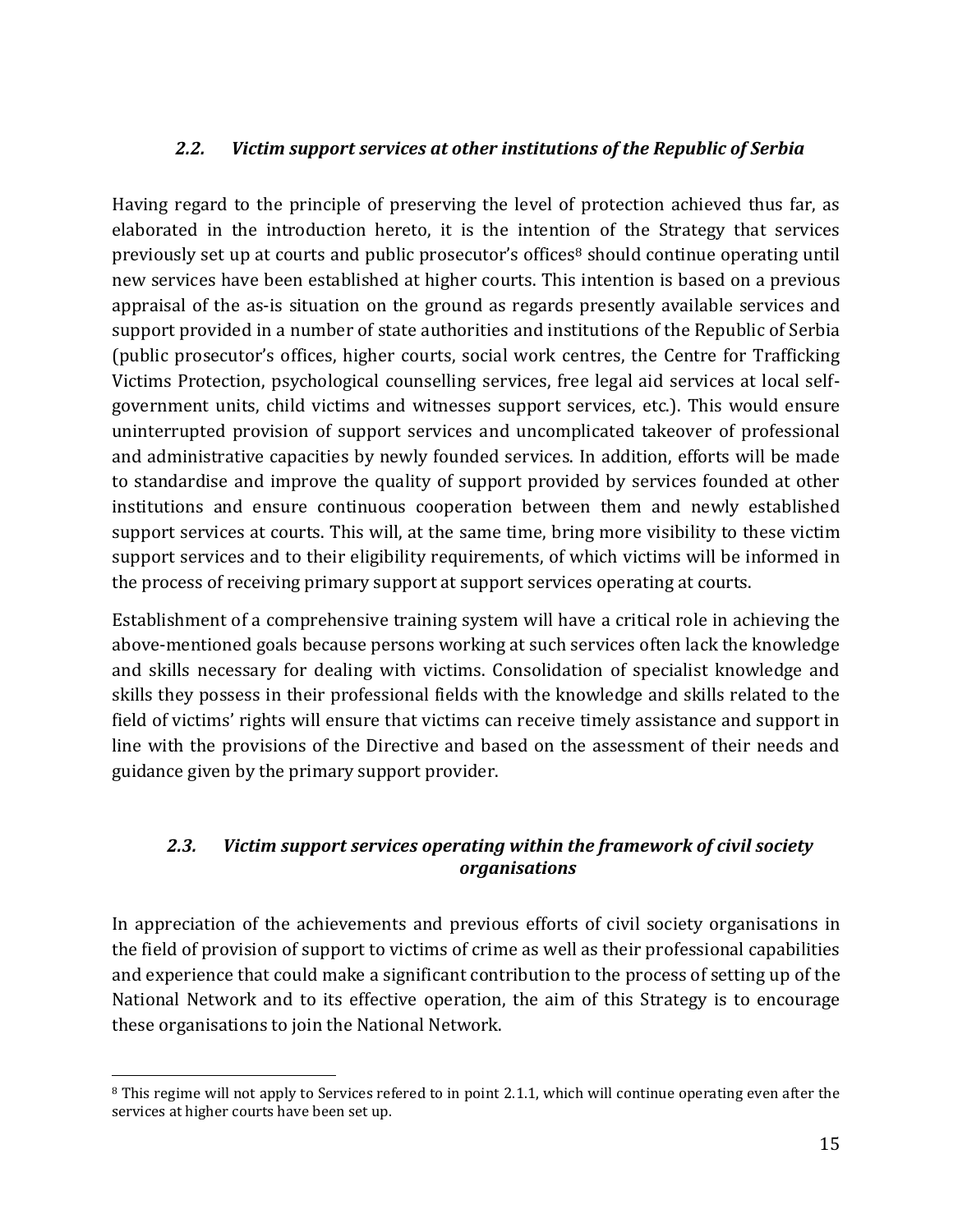### *2.2. Victim support services at other institutions of the Republic of Serbia*

Having regard to the principle of preserving the level of protection achieved thus far, as elaborated in the introduction hereto, it is the intention of the Strategy that services previously set up at courts and public prosecutor's offices[8] should continue operating until new services have been established at higher courts. This intention is based on a previous appraisal of the as-is situation on the ground as regards presently available services and support provided in a number of state authorities and institutions of the Republic of Serbia (public prosecutor's offices, higher courts, social work centres, the Centre for Trafficking Victims Protection, psychological counselling services, free legal aid services at local self-government units, child victims and witnesses support services, etc.). This would ensure uninterrupted provision of support services and uncomplicated takeover of professional and administrative capacities by newly founded services. In addition, efforts will be made to standardise and improve the quality of support provided by services founded at other institutions and ensure continuous cooperation between them and newly established support services at courts. This will, at the same time, bring more visibility to these victim support services and to their eligibility requirements, of which victims will be informed in the process of receiving primary support at support services operating at courts.

Establishment of a comprehensive training system will have a critical role in achieving the above-mentioned goals because persons working at such services often lack the knowledge and skills necessary for dealing with victims. Consolidation of specialist knowledge and skills they possess in their professional fields with the knowledge and skills related to the field of victims' rights will ensure that victims can receive timely assistance and support in line with the provisions of the Directive and based on the assessment of their needs and guidance given by the primary support provider.

### *2.3. Victim support services operating within the framework of civil society organisations*

In appreciation of the achievements and previous efforts of civil society organisations in the field of provision of support to victims of crime as well as their professional capabilities and experience that could make a significant contribution to the process of setting up of the National Network and to its effective operation, the aim of this Strategy is to encourage these organisations to join the National Network.

---

[8] This regime will not apply to Services refered to in point 2.1.1, which will continue operating even after the services at higher courts have been set up.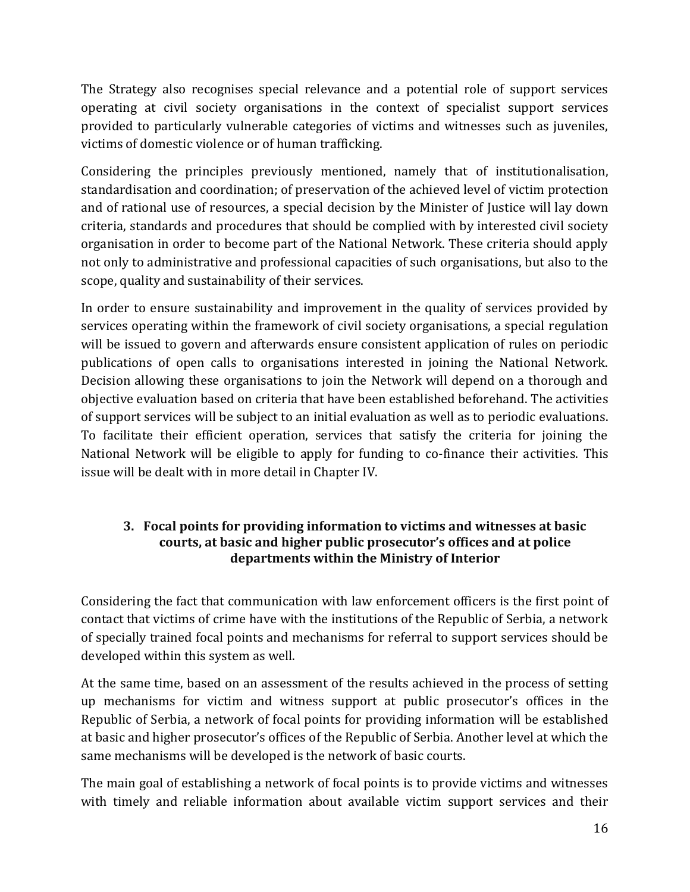The Strategy also recognises special relevance and a potential role of support services operating at civil society organisations in the context of specialist support services provided to particularly vulnerable categories of victims and witnesses such as juveniles, victims of domestic violence or of human trafficking.

Considering the principles previously mentioned, namely that of institutionalisation, standardisation and coordination; of preservation of the achieved level of victim protection and of rational use of resources, a special decision by the Minister of Justice will lay down criteria, standards and procedures that should be complied with by interested civil society organisation in order to become part of the National Network. These criteria should apply not only to administrative and professional capacities of such organisations, but also to the scope, quality and sustainability of their services.

In order to ensure sustainability and improvement in the quality of services provided by services operating within the framework of civil society organisations, a special regulation will be issued to govern and afterwards ensure consistent application of rules on periodic publications of open calls to organisations interested in joining the National Network. Decision allowing these organisations to join the Network will depend on a thorough and objective evaluation based on criteria that have been established beforehand. The activities of support services will be subject to an initial evaluation as well as to periodic evaluations. To facilitate their efficient operation, services that satisfy the criteria for joining the National Network will be eligible to apply for funding to co-finance their activities. This issue will be dealt with in more detail in Chapter IV.

### 3. Focal points for providing information to victims and witnesses at basic courts, at basic and higher public prosecutor's offices and at police departments within the Ministry of Interior

Considering the fact that communication with law enforcement officers is the first point of contact that victims of crime have with the institutions of the Republic of Serbia, a network of specially trained focal points and mechanisms for referral to support services should be developed within this system as well.

At the same time, based on an assessment of the results achieved in the process of setting up mechanisms for victim and witness support at public prosecutor's offices in the Republic of Serbia, a network of focal points for providing information will be established at basic and higher prosecutor's offices of the Republic of Serbia. Another level at which the same mechanisms will be developed is the network of basic courts.

The main goal of establishing a network of focal points is to provide victims and witnesses with timely and reliable information about available victim support services and their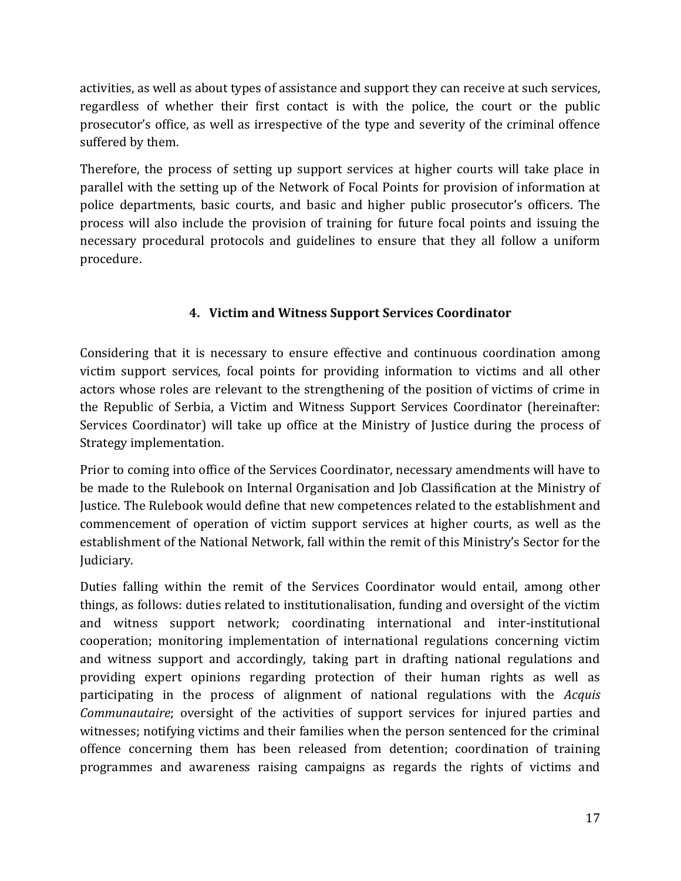activities, as well as about types of assistance and support they can receive at such services, regardless of whether their first contact is with the police, the court or the public prosecutor's office, as well as irrespective of the type and severity of the criminal offence suffered by them.

Therefore, the process of setting up support services at higher courts will take place in parallel with the setting up of the Network of Focal Points for provision of information at police departments, basic courts, and basic and higher public prosecutor's officers. The process will also include the provision of training for future focal points and issuing the necessary procedural protocols and guidelines to ensure that they all follow a uniform procedure.

### 4. Victim and Witness Support Services Coordinator

Considering that it is necessary to ensure effective and continuous coordination among victim support services, focal points for providing information to victims and all other actors whose roles are relevant to the strengthening of the position of victims of crime in the Republic of Serbia, a Victim and Witness Support Services Coordinator (hereinafter: Services Coordinator) will take up office at the Ministry of Justice during the process of Strategy implementation.

Prior to coming into office of the Services Coordinator, necessary amendments will have to be made to the Rulebook on Internal Organisation and Job Classification at the Ministry of Justice. The Rulebook would define that new competences related to the establishment and commencement of operation of victim support services at higher courts, as well as the establishment of the National Network, fall within the remit of this Ministry's Sector for the Judiciary.

Duties falling within the remit of the Services Coordinator would entail, among other things, as follows: duties related to institutionalisation, funding and oversight of the victim and witness support network; coordinating international and inter-institutional cooperation; monitoring implementation of international regulations concerning victim and witness support and accordingly, taking part in drafting national regulations and providing expert opinions regarding protection of their human rights as well as participating in the process of alignment of national regulations with the *Acquis Communautaire*; oversight of the activities of support services for injured parties and witnesses; notifying victims and their families when the person sentenced for the criminal offence concerning them has been released from detention; coordination of training programmes and awareness raising campaigns as regards the rights of victims and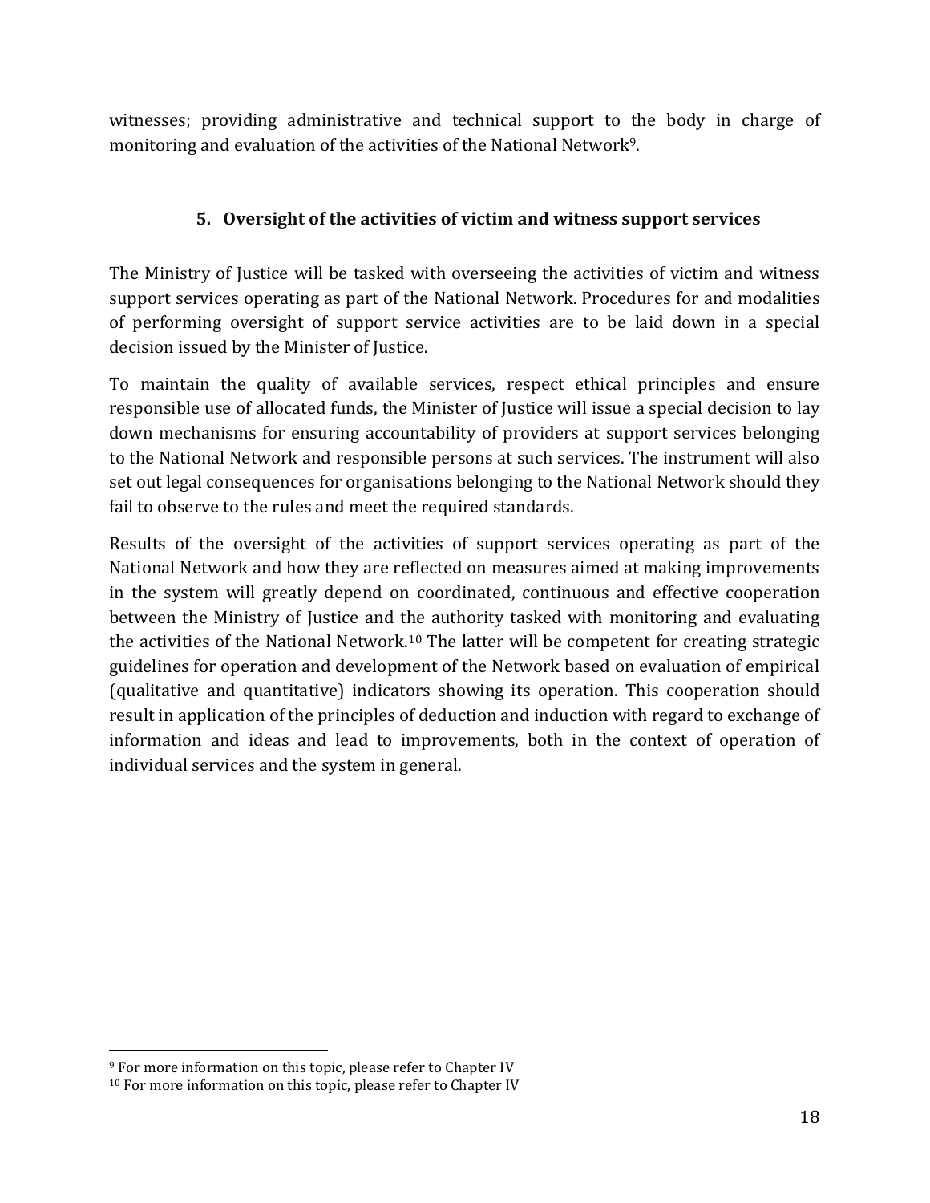witnesses; providing administrative and technical support to the body in charge of monitoring and evaluation of the activities of the National Network[9].

## 5. Oversight of the activities of victim and witness support services

The Ministry of Justice will be tasked with overseeing the activities of victim and witness support services operating as part of the National Network. Procedures for and modalities of performing oversight of support service activities are to be laid down in a special decision issued by the Minister of Justice.

To maintain the quality of available services, respect ethical principles and ensure responsible use of allocated funds, the Minister of Justice will issue a special decision to lay down mechanisms for ensuring accountability of providers at support services belonging to the National Network and responsible persons at such services. The instrument will also set out legal consequences for organisations belonging to the National Network should they fail to observe to the rules and meet the required standards.

Results of the oversight of the activities of support services operating as part of the National Network and how they are reflected on measures aimed at making improvements in the system will greatly depend on coordinated, continuous and effective cooperation between the Ministry of Justice and the authority tasked with monitoring and evaluating the activities of the National Network.[10] The latter will be competent for creating strategic guidelines for operation and development of the Network based on evaluation of empirical (qualitative and quantitative) indicators showing its operation. This cooperation should result in application of the principles of deduction and induction with regard to exchange of information and ideas and lead to improvements, both in the context of operation of individual services and the system in general.

---

[9] For more information on this topic, please refer to Chapter IV

[10] For more information on this topic, please refer to Chapter IV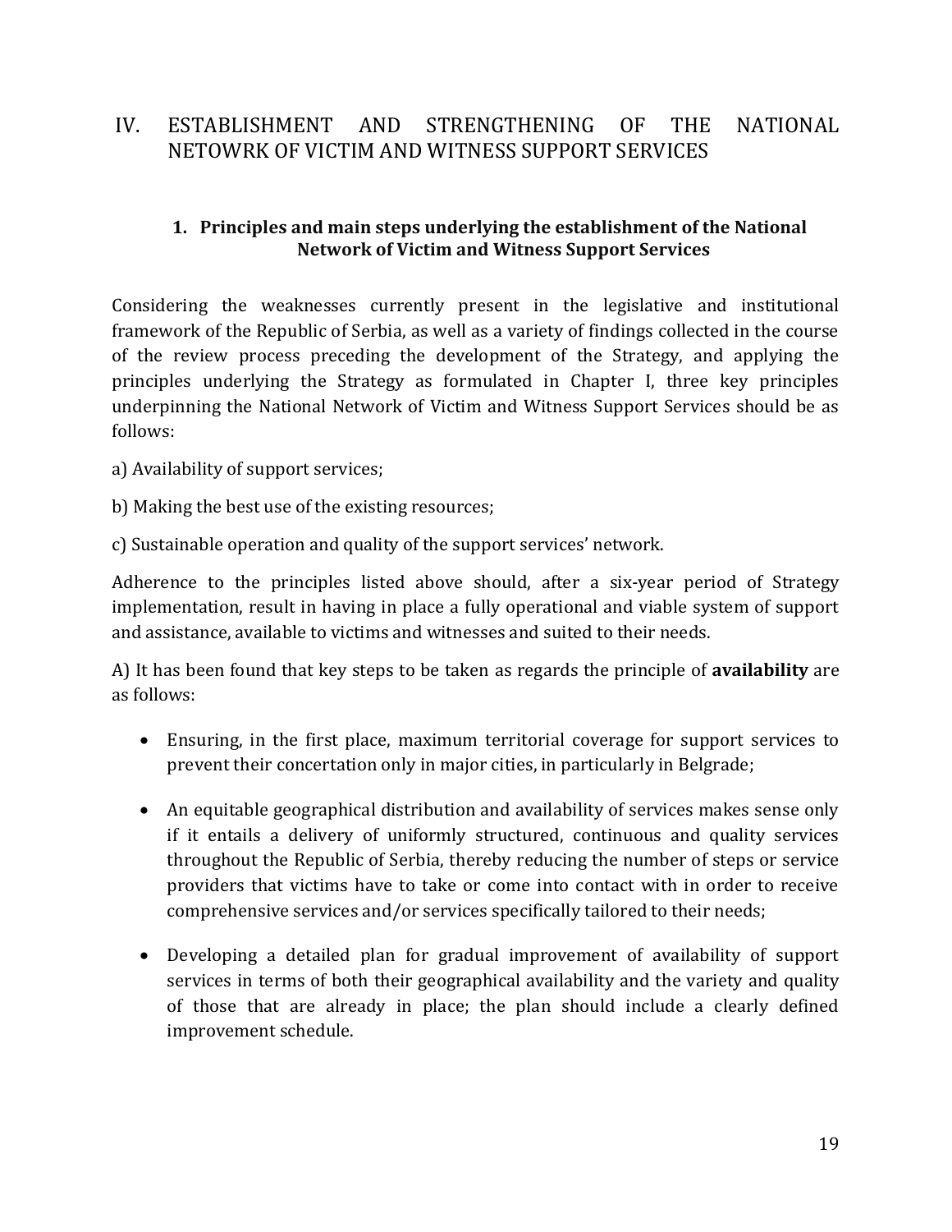# IV. ESTABLISHMENT AND STRENGTHENING OF THE NATIONAL NETOWRK OF VICTIM AND WITNESS SUPPORT SERVICES

## 1. Principles and main steps underlying the establishment of the National Network of Victim and Witness Support Services

Considering the weaknesses currently present in the legislative and institutional framework of the Republic of Serbia, as well as a variety of findings collected in the course of the review process preceding the development of the Strategy, and applying the principles underlying the Strategy as formulated in Chapter I, three key principles underpinning the National Network of Victim and Witness Support Services should be as follows:

a) Availability of support services;

b) Making the best use of the existing resources;

c) Sustainable operation and quality of the support services' network.

Adherence to the principles listed above should, after a six-year period of Strategy implementation, result in having in place a fully operational and viable system of support and assistance, available to victims and witnesses and suited to their needs.

A) It has been found that key steps to be taken as regards the principle of **availability** are as follows:

- Ensuring, in the first place, maximum territorial coverage for support services to prevent their concertation only in major cities, in particularly in Belgrade;
- An equitable geographical distribution and availability of services makes sense only if it entails a delivery of uniformly structured, continuous and quality services throughout the Republic of Serbia, thereby reducing the number of steps or service providers that victims have to take or come into contact with in order to receive comprehensive services and/or services specifically tailored to their needs;
- Developing a detailed plan for gradual improvement of availability of support services in terms of both their geographical availability and the variety and quality of those that are already in place; the plan should include a clearly defined improvement schedule.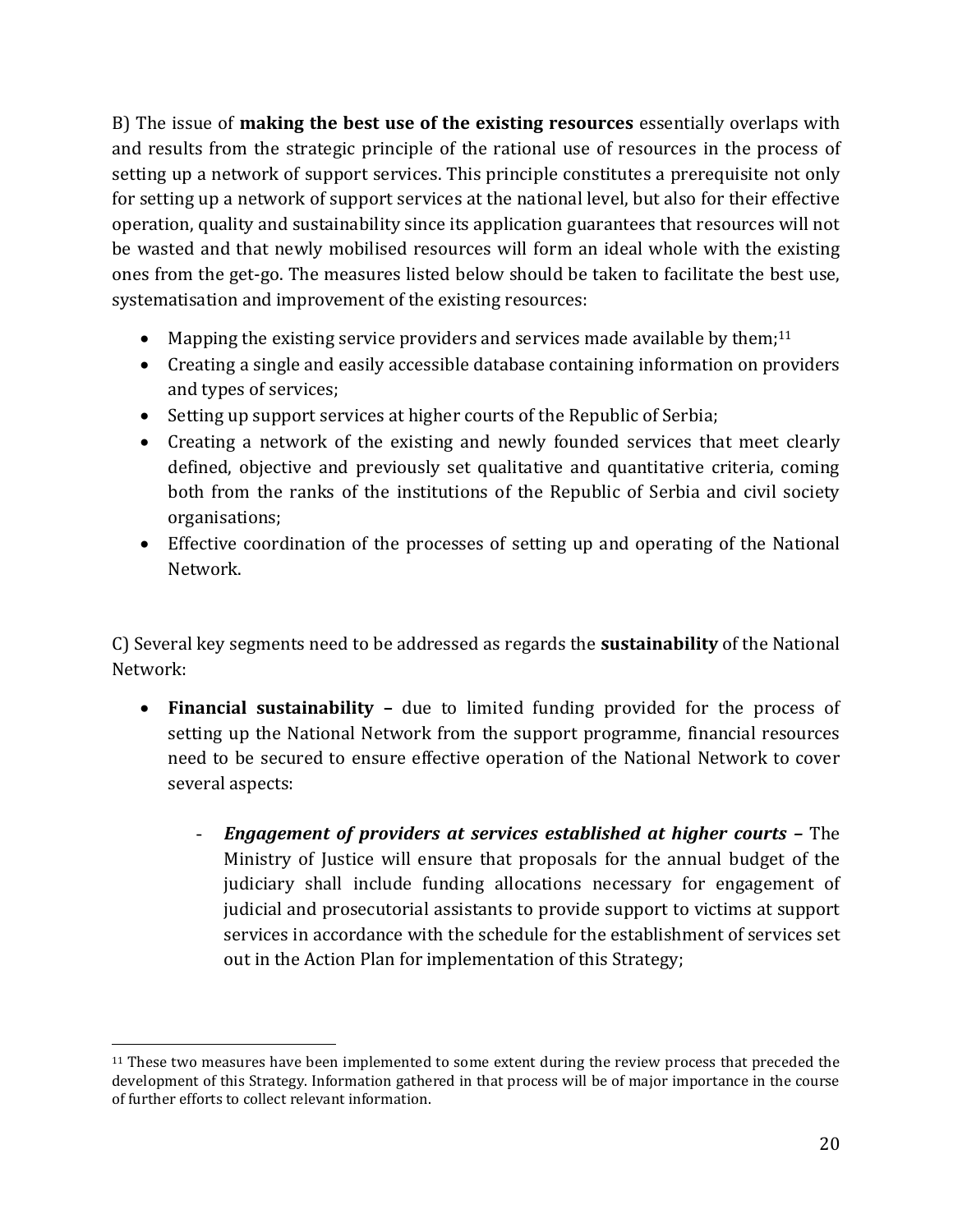B) The issue of **making the best use of the existing resources** essentially overlaps with and results from the strategic principle of the rational use of resources in the process of setting up a network of support services. This principle constitutes a prerequisite not only for setting up a network of support services at the national level, but also for their effective operation, quality and sustainability since its application guarantees that resources will not be wasted and that newly mobilised resources will form an ideal whole with the existing ones from the get-go. The measures listed below should be taken to facilitate the best use, systematisation and improvement of the existing resources:

- Mapping the existing service providers and services made available by them;[11]
- Creating a single and easily accessible database containing information on providers and types of services;
- Setting up support services at higher courts of the Republic of Serbia;
- Creating a network of the existing and newly founded services that meet clearly defined, objective and previously set qualitative and quantitative criteria, coming both from the ranks of the institutions of the Republic of Serbia and civil society organisations;
- Effective coordination of the processes of setting up and operating of the National Network.

C) Several key segments need to be addressed as regards the **sustainability** of the National Network:

- **Financial sustainability –** due to limited funding provided for the process of setting up the National Network from the support programme, financial resources need to be secured to ensure effective operation of the National Network to cover several aspects:
  - ***Engagement of providers at services established at higher courts –*** The Ministry of Justice will ensure that proposals for the annual budget of the judiciary shall include funding allocations necessary for engagement of judicial and prosecutorial assistants to provide support to victims at support services in accordance with the schedule for the establishment of services set out in the Action Plan for implementation of this Strategy;

[11] These two measures have been implemented to some extent during the review process that preceded the development of this Strategy. Information gathered in that process will be of major importance in the course of further efforts to collect relevant information.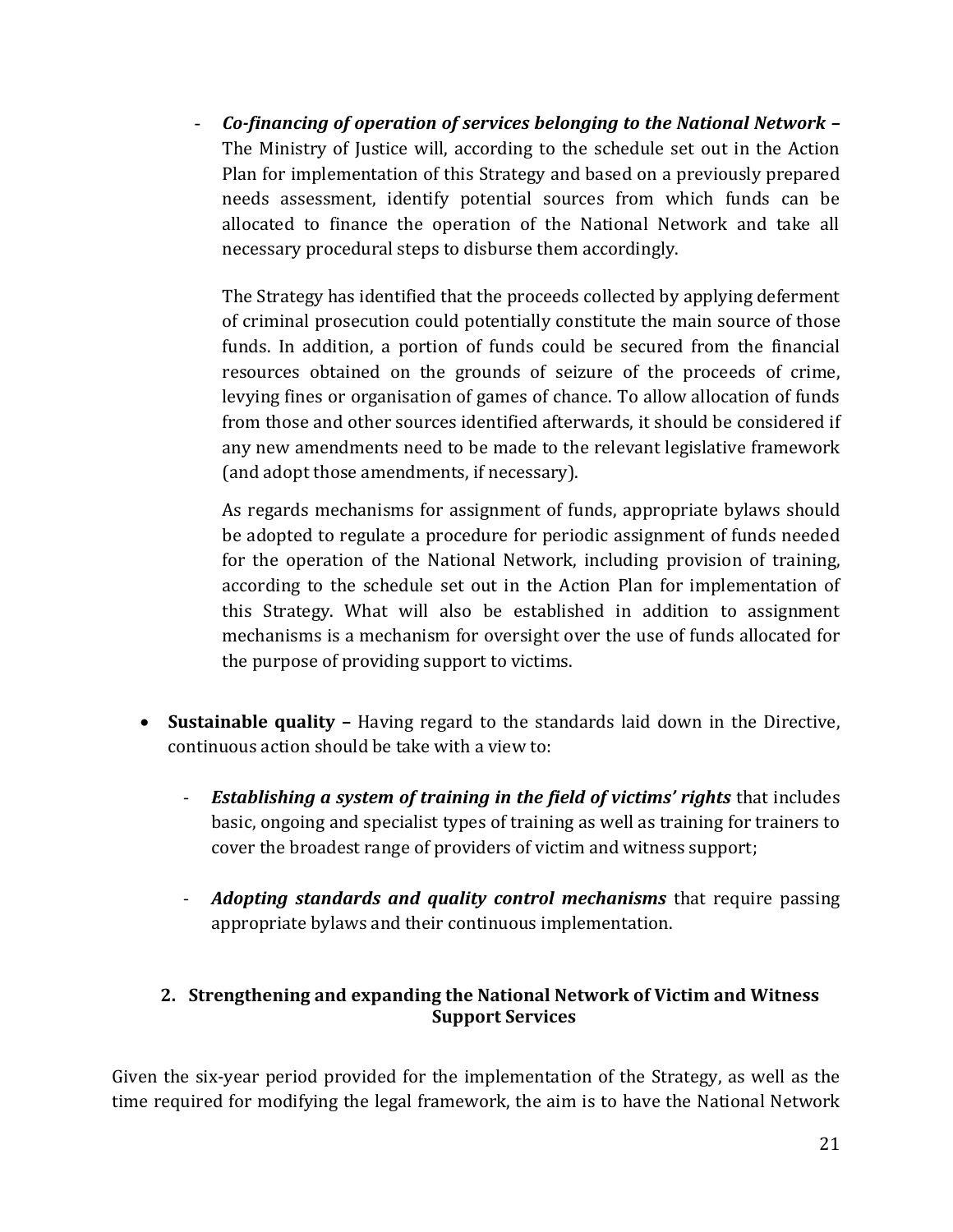- ***Co-financing of operation of services belonging to the National Network –*** The Ministry of Justice will, according to the schedule set out in the Action Plan for implementation of this Strategy and based on a previously prepared needs assessment, identify potential sources from which funds can be allocated to finance the operation of the National Network and take all necessary procedural steps to disburse them accordingly.

  The Strategy has identified that the proceeds collected by applying deferment of criminal prosecution could potentially constitute the main source of those funds. In addition, a portion of funds could be secured from the financial resources obtained on the grounds of seizure of the proceeds of crime, levying fines or organisation of games of chance. To allow allocation of funds from those and other sources identified afterwards, it should be considered if any new amendments need to be made to the relevant legislative framework (and adopt those amendments, if necessary).

  As regards mechanisms for assignment of funds, appropriate bylaws should be adopted to regulate a procedure for periodic assignment of funds needed for the operation of the National Network, including provision of training, according to the schedule set out in the Action Plan for implementation of this Strategy. What will also be established in addition to assignment mechanisms is a mechanism for oversight over the use of funds allocated for the purpose of providing support to victims.

- **Sustainable quality –** Having regard to the standards laid down in the Directive, continuous action should be take with a view to:

  - ***Establishing a system of training in the field of victims' rights*** that includes basic, ongoing and specialist types of training as well as training for trainers to cover the broadest range of providers of victim and witness support;

  - ***Adopting standards and quality control mechanisms*** that require passing appropriate bylaws and their continuous implementation.

## 2. Strengthening and expanding the National Network of Victim and Witness Support Services

Given the six-year period provided for the implementation of the Strategy, as well as the time required for modifying the legal framework, the aim is to have the National Network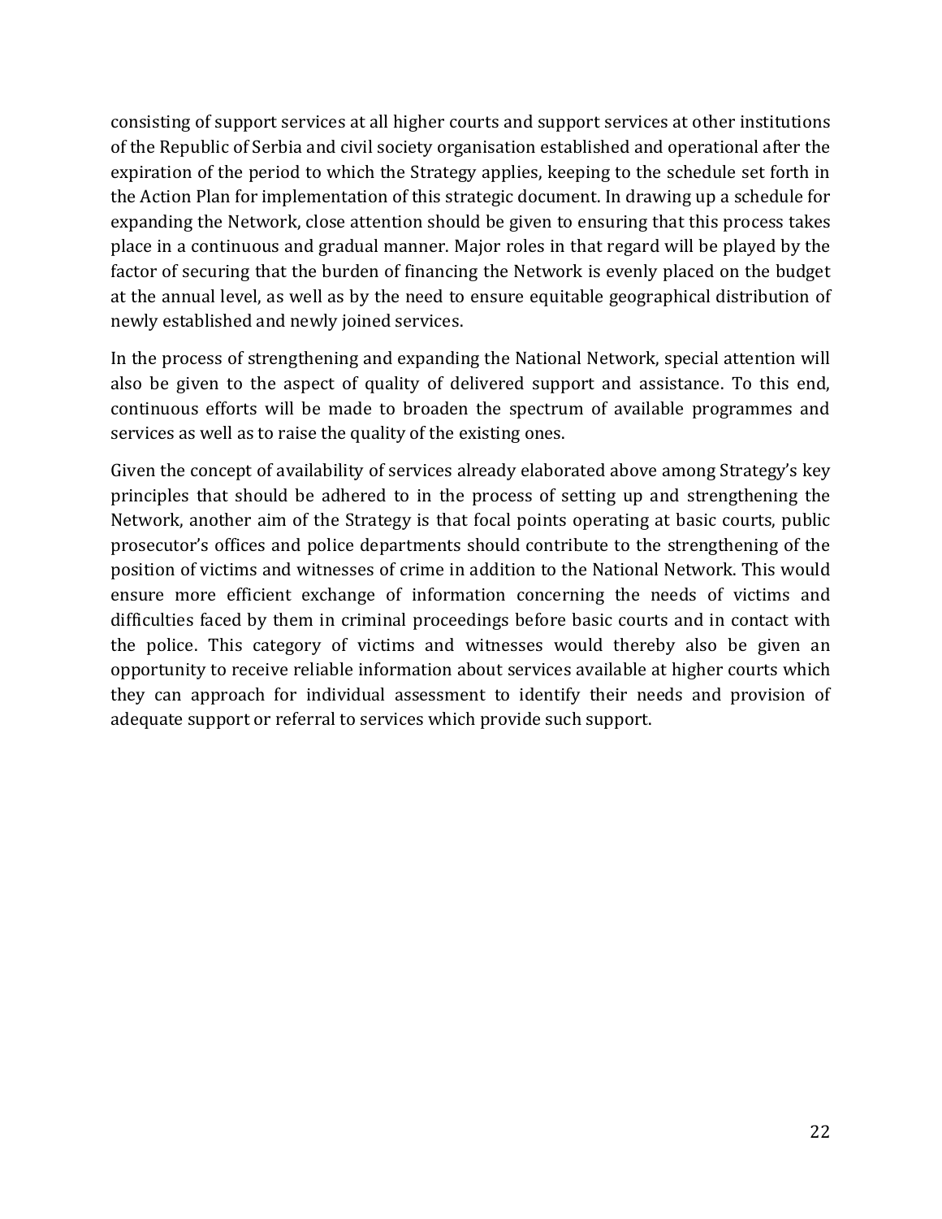consisting of support services at all higher courts and support services at other institutions of the Republic of Serbia and civil society organisation established and operational after the expiration of the period to which the Strategy applies, keeping to the schedule set forth in the Action Plan for implementation of this strategic document. In drawing up a schedule for expanding the Network, close attention should be given to ensuring that this process takes place in a continuous and gradual manner. Major roles in that regard will be played by the factor of securing that the burden of financing the Network is evenly placed on the budget at the annual level, as well as by the need to ensure equitable geographical distribution of newly established and newly joined services.

In the process of strengthening and expanding the National Network, special attention will also be given to the aspect of quality of delivered support and assistance. To this end, continuous efforts will be made to broaden the spectrum of available programmes and services as well as to raise the quality of the existing ones.

Given the concept of availability of services already elaborated above among Strategy's key principles that should be adhered to in the process of setting up and strengthening the Network, another aim of the Strategy is that focal points operating at basic courts, public prosecutor's offices and police departments should contribute to the strengthening of the position of victims and witnesses of crime in addition to the National Network. This would ensure more efficient exchange of information concerning the needs of victims and difficulties faced by them in criminal proceedings before basic courts and in contact with the police. This category of victims and witnesses would thereby also be given an opportunity to receive reliable information about services available at higher courts which they can approach for individual assessment to identify their needs and provision of adequate support or referral to services which provide such support.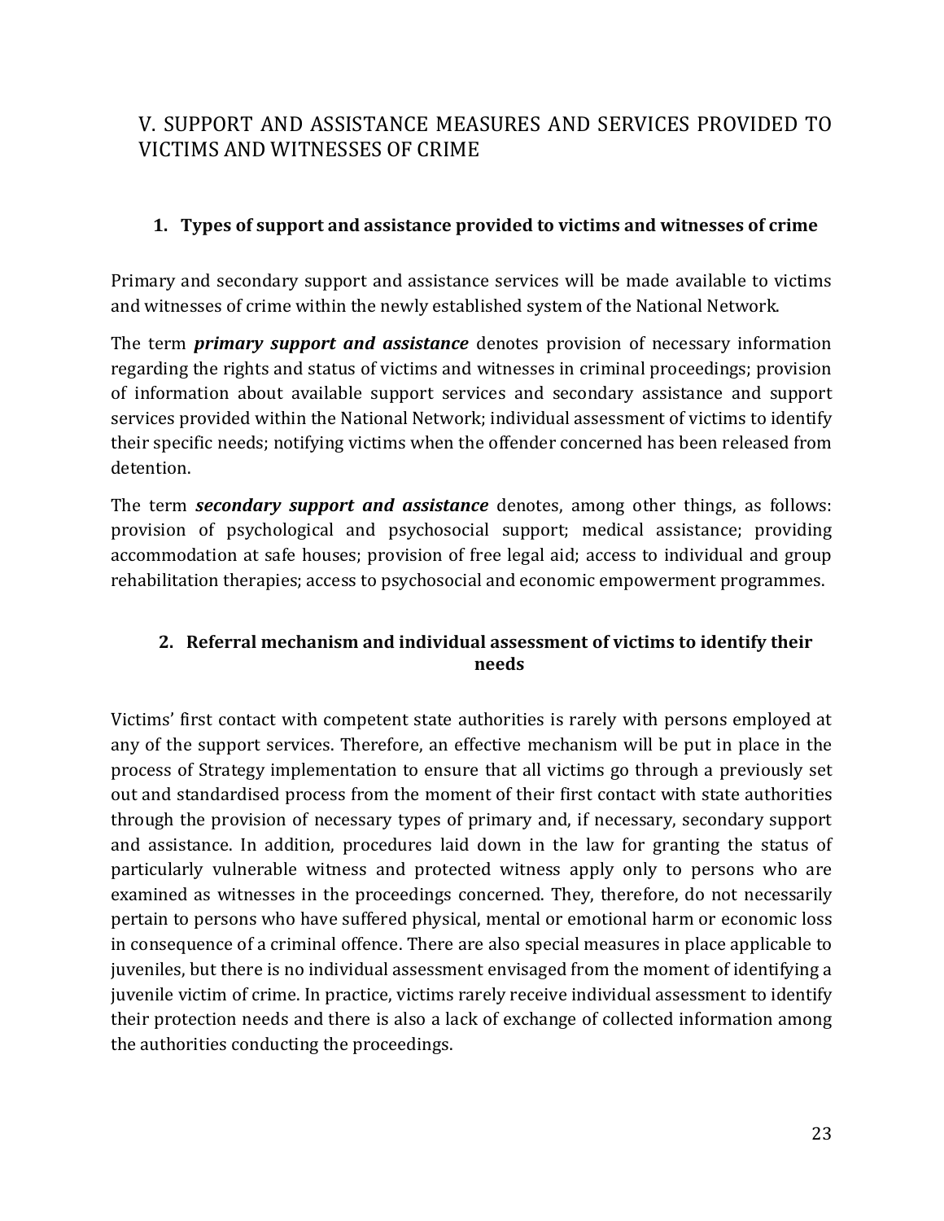## V. SUPPORT AND ASSISTANCE MEASURES AND SERVICES PROVIDED TO VICTIMS AND WITNESSES OF CRIME

### 1. Types of support and assistance provided to victims and witnesses of crime

Primary and secondary support and assistance services will be made available to victims and witnesses of crime within the newly established system of the National Network.

The term ***primary support and assistance*** denotes provision of necessary information regarding the rights and status of victims and witnesses in criminal proceedings; provision of information about available support services and secondary assistance and support services provided within the National Network; individual assessment of victims to identify their specific needs; notifying victims when the offender concerned has been released from detention.

The term ***secondary support and assistance*** denotes, among other things, as follows: provision of psychological and psychosocial support; medical assistance; providing accommodation at safe houses; provision of free legal aid; access to individual and group rehabilitation therapies; access to psychosocial and economic empowerment programmes.

### 2. Referral mechanism and individual assessment of victims to identify their needs

Victims' first contact with competent state authorities is rarely with persons employed at any of the support services. Therefore, an effective mechanism will be put in place in the process of Strategy implementation to ensure that all victims go through a previously set out and standardised process from the moment of their first contact with state authorities through the provision of necessary types of primary and, if necessary, secondary support and assistance. In addition, procedures laid down in the law for granting the status of particularly vulnerable witness and protected witness apply only to persons who are examined as witnesses in the proceedings concerned. They, therefore, do not necessarily pertain to persons who have suffered physical, mental or emotional harm or economic loss in consequence of a criminal offence. There are also special measures in place applicable to juveniles, but there is no individual assessment envisaged from the moment of identifying a juvenile victim of crime. In practice, victims rarely receive individual assessment to identify their protection needs and there is also a lack of exchange of collected information among the authorities conducting the proceedings.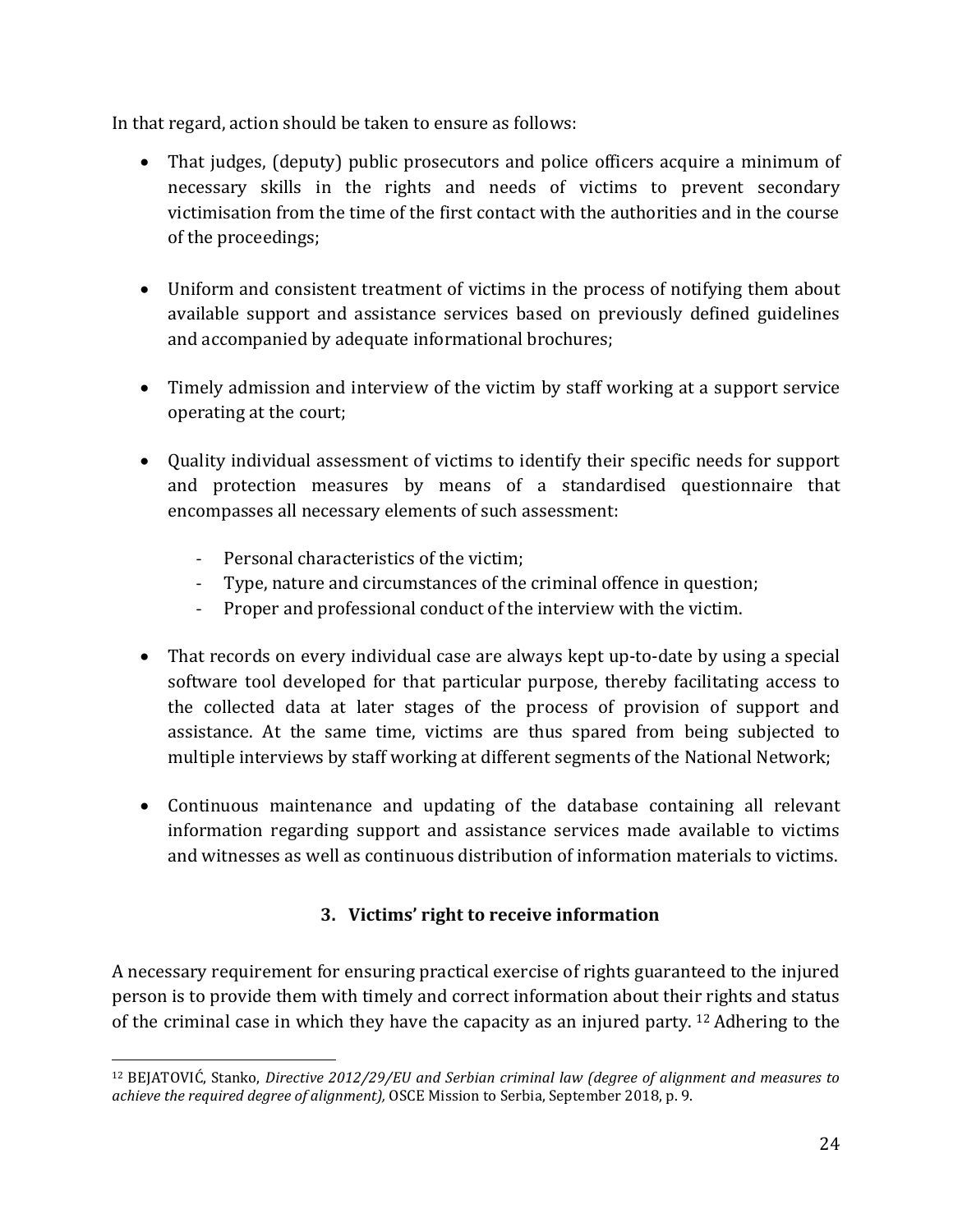In that regard, action should be taken to ensure as follows:

- That judges, (deputy) public prosecutors and police officers acquire a minimum of necessary skills in the rights and needs of victims to prevent secondary victimisation from the time of the first contact with the authorities and in the course of the proceedings;

- Uniform and consistent treatment of victims in the process of notifying them about available support and assistance services based on previously defined guidelines and accompanied by adequate informational brochures;

- Timely admission and interview of the victim by staff working at a support service operating at the court;

- Quality individual assessment of victims to identify their specific needs for support and protection measures by means of a standardised questionnaire that encompasses all necessary elements of such assessment:

    - Personal characteristics of the victim;
    - Type, nature and circumstances of the criminal offence in question;
    - Proper and professional conduct of the interview with the victim.

- That records on every individual case are always kept up-to-date by using a special software tool developed for that particular purpose, thereby facilitating access to the collected data at later stages of the process of provision of support and assistance. At the same time, victims are thus spared from being subjected to multiple interviews by staff working at different segments of the National Network;

- Continuous maintenance and updating of the database containing all relevant information regarding support and assistance services made available to victims and witnesses as well as continuous distribution of information materials to victims.

### 3. Victims' right to receive information

A necessary requirement for ensuring practical exercise of rights guaranteed to the injured person is to provide them with timely and correct information about their rights and status of the criminal case in which they have the capacity as an injured party. [12] Adhering to the

[12] BEJATOVIĆ, Stanko, *Directive 2012/29/EU and Serbian criminal law (degree of alignment and measures to achieve the required degree of alignment),* OSCE Mission to Serbia, September 2018, p. 9.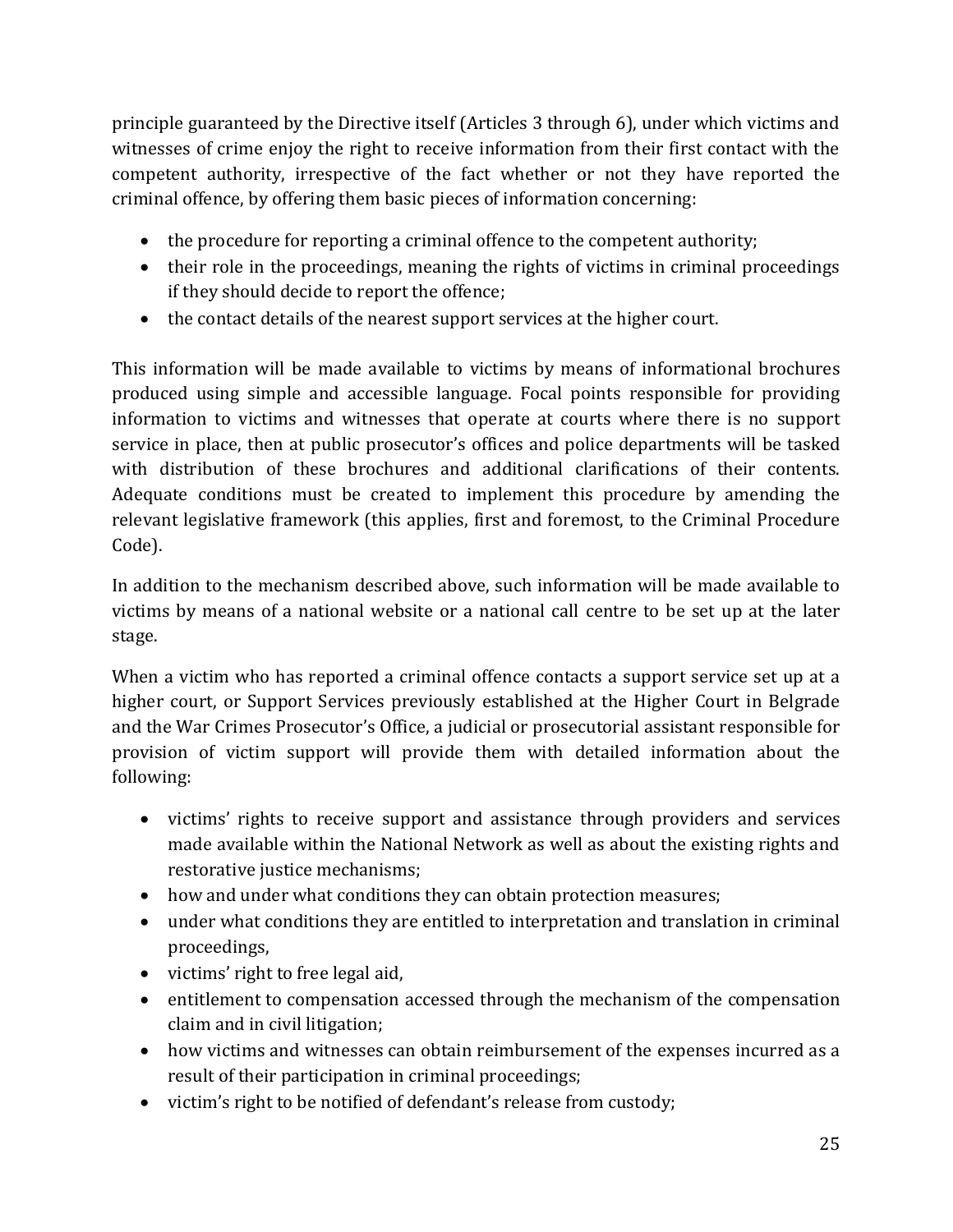principle guaranteed by the Directive itself (Articles 3 through 6), under which victims and witnesses of crime enjoy the right to receive information from their first contact with the competent authority, irrespective of the fact whether or not they have reported the criminal offence, by offering them basic pieces of information concerning:

- the procedure for reporting a criminal offence to the competent authority;
- their role in the proceedings, meaning the rights of victims in criminal proceedings if they should decide to report the offence;
- the contact details of the nearest support services at the higher court.

This information will be made available to victims by means of informational brochures produced using simple and accessible language. Focal points responsible for providing information to victims and witnesses that operate at courts where there is no support service in place, then at public prosecutor's offices and police departments will be tasked with distribution of these brochures and additional clarifications of their contents. Adequate conditions must be created to implement this procedure by amending the relevant legislative framework (this applies, first and foremost, to the Criminal Procedure Code).

In addition to the mechanism described above, such information will be made available to victims by means of a national website or a national call centre to be set up at the later stage.

When a victim who has reported a criminal offence contacts a support service set up at a higher court, or Support Services previously established at the Higher Court in Belgrade and the War Crimes Prosecutor's Office, a judicial or prosecutorial assistant responsible for provision of victim support will provide them with detailed information about the following:

- victims' rights to receive support and assistance through providers and services made available within the National Network as well as about the existing rights and restorative justice mechanisms;
- how and under what conditions they can obtain protection measures;
- under what conditions they are entitled to interpretation and translation in criminal proceedings,
- victims' right to free legal aid,
- entitlement to compensation accessed through the mechanism of the compensation claim and in civil litigation;
- how victims and witnesses can obtain reimbursement of the expenses incurred as a result of their participation in criminal proceedings;
- victim's right to be notified of defendant's release from custody;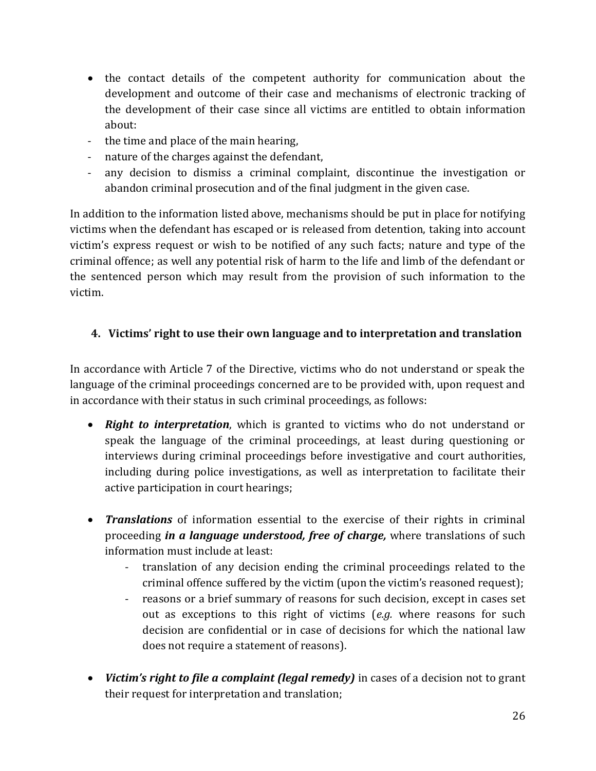- the contact details of the competent authority for communication about the development and outcome of their case and mechanisms of electronic tracking of the development of their case since all victims are entitled to obtain information about:
  - the time and place of the main hearing,
  - nature of the charges against the defendant,
  - any decision to dismiss a criminal complaint, discontinue the investigation or abandon criminal prosecution and of the final judgment in the given case.

In addition to the information listed above, mechanisms should be put in place for notifying victims when the defendant has escaped or is released from detention, taking into account victim's express request or wish to be notified of any such facts; nature and type of the criminal offence; as well any potential risk of harm to the life and limb of the defendant or the sentenced person which may result from the provision of such information to the victim.

### 4. Victims' right to use their own language and to interpretation and translation

In accordance with Article 7 of the Directive, victims who do not understand or speak the language of the criminal proceedings concerned are to be provided with, upon request and in accordance with their status in such criminal proceedings, as follows:

- ***Right to interpretation***, which is granted to victims who do not understand or speak the language of the criminal proceedings, at least during questioning or interviews during criminal proceedings before investigative and court authorities, including during police investigations, as well as interpretation to facilitate their active participation in court hearings;

- ***Translations*** of information essential to the exercise of their rights in criminal proceeding ***in a language understood, free of charge,*** where translations of such information must include at least:
  - translation of any decision ending the criminal proceedings related to the criminal offence suffered by the victim (upon the victim's reasoned request);
  - reasons or a brief summary of reasons for such decision, except in cases set out as exceptions to this right of victims (*e.g.* where reasons for such decision are confidential or in case of decisions for which the national law does not require a statement of reasons).

- ***Victim's right to file a complaint (legal remedy)*** in cases of a decision not to grant their request for interpretation and translation;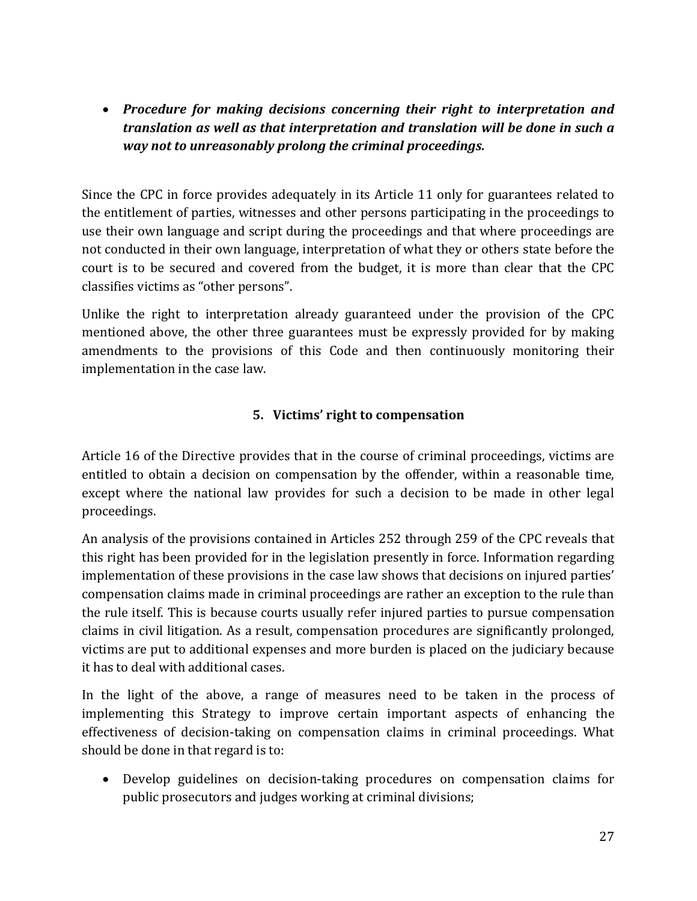- ***Procedure for making decisions concerning their right to interpretation and translation as well as that interpretation and translation will be done in such a way not to unreasonably prolong the criminal proceedings.***

Since the CPC in force provides adequately in its Article 11 only for guarantees related to the entitlement of parties, witnesses and other persons participating in the proceedings to use their own language and script during the proceedings and that where proceedings are not conducted in their own language, interpretation of what they or others state before the court is to be secured and covered from the budget, it is more than clear that the CPC classifies victims as "other persons".

Unlike the right to interpretation already guaranteed under the provision of the CPC mentioned above, the other three guarantees must be expressly provided for by making amendments to the provisions of this Code and then continuously monitoring their implementation in the case law.

## 5. Victims' right to compensation

Article 16 of the Directive provides that in the course of criminal proceedings, victims are entitled to obtain a decision on compensation by the offender, within a reasonable time, except where the national law provides for such a decision to be made in other legal proceedings.

An analysis of the provisions contained in Articles 252 through 259 of the CPC reveals that this right has been provided for in the legislation presently in force. Information regarding implementation of these provisions in the case law shows that decisions on injured parties' compensation claims made in criminal proceedings are rather an exception to the rule than the rule itself. This is because courts usually refer injured parties to pursue compensation claims in civil litigation. As a result, compensation procedures are significantly prolonged, victims are put to additional expenses and more burden is placed on the judiciary because it has to deal with additional cases.

In the light of the above, a range of measures need to be taken in the process of implementing this Strategy to improve certain important aspects of enhancing the effectiveness of decision-taking on compensation claims in criminal proceedings. What should be done in that regard is to:

- Develop guidelines on decision-taking procedures on compensation claims for public prosecutors and judges working at criminal divisions;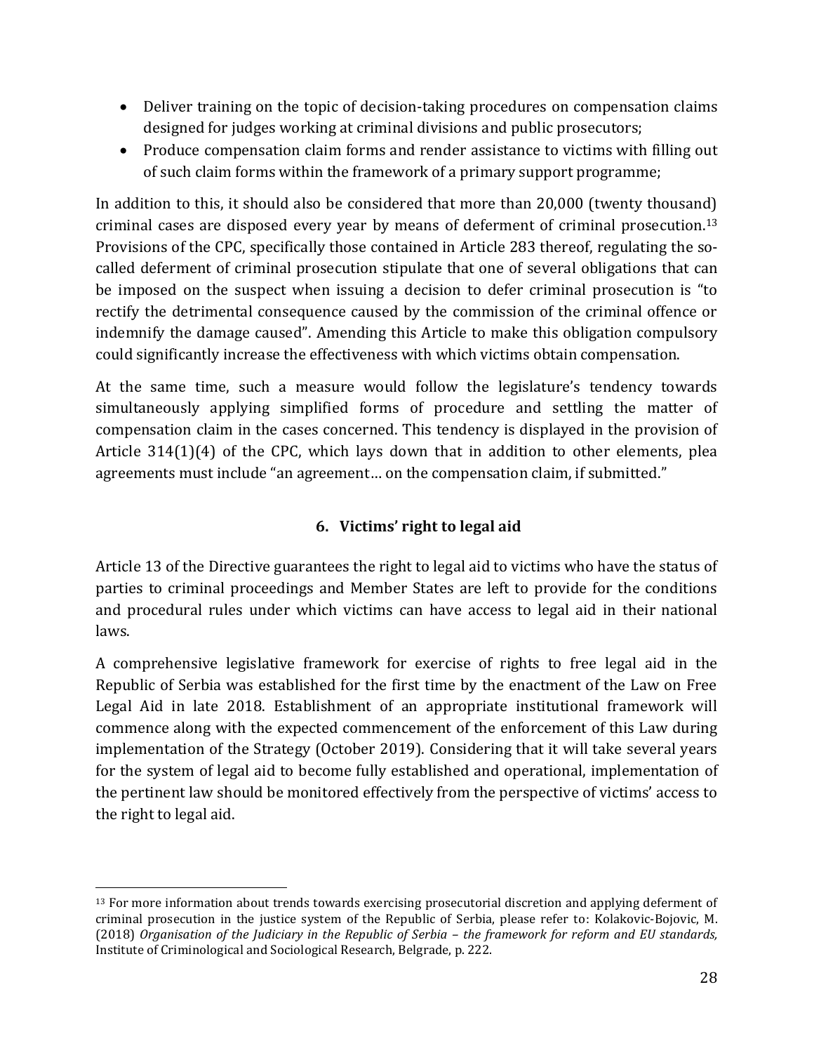- Deliver training on the topic of decision-taking procedures on compensation claims designed for judges working at criminal divisions and public prosecutors;
- Produce compensation claim forms and render assistance to victims with filling out of such claim forms within the framework of a primary support programme;

In addition to this, it should also be considered that more than 20,000 (twenty thousand) criminal cases are disposed every year by means of deferment of criminal prosecution.[13] Provisions of the CPC, specifically those contained in Article 283 thereof, regulating the so-called deferment of criminal prosecution stipulate that one of several obligations that can be imposed on the suspect when issuing a decision to defer criminal prosecution is "to rectify the detrimental consequence caused by the commission of the criminal offence or indemnify the damage caused". Amending this Article to make this obligation compulsory could significantly increase the effectiveness with which victims obtain compensation.

At the same time, such a measure would follow the legislature's tendency towards simultaneously applying simplified forms of procedure and settling the matter of compensation claim in the cases concerned. This tendency is displayed in the provision of Article 314(1)(4) of the CPC, which lays down that in addition to other elements, plea agreements must include "an agreement… on the compensation claim, if submitted."

## 6. Victims' right to legal aid

Article 13 of the Directive guarantees the right to legal aid to victims who have the status of parties to criminal proceedings and Member States are left to provide for the conditions and procedural rules under which victims can have access to legal aid in their national laws.

A comprehensive legislative framework for exercise of rights to free legal aid in the Republic of Serbia was established for the first time by the enactment of the Law on Free Legal Aid in late 2018. Establishment of an appropriate institutional framework will commence along with the expected commencement of the enforcement of this Law during implementation of the Strategy (October 2019). Considering that it will take several years for the system of legal aid to become fully established and operational, implementation of the pertinent law should be monitored effectively from the perspective of victims' access to the right to legal aid.

---

[13] For more information about trends towards exercising prosecutorial discretion and applying deferment of criminal prosecution in the justice system of the Republic of Serbia, please refer to: Kolakovic-Bojovic, M. (2018) *Organisation of the Judiciary in the Republic of Serbia – the framework for reform and EU standards,* Institute of Criminological and Sociological Research, Belgrade, p. 222.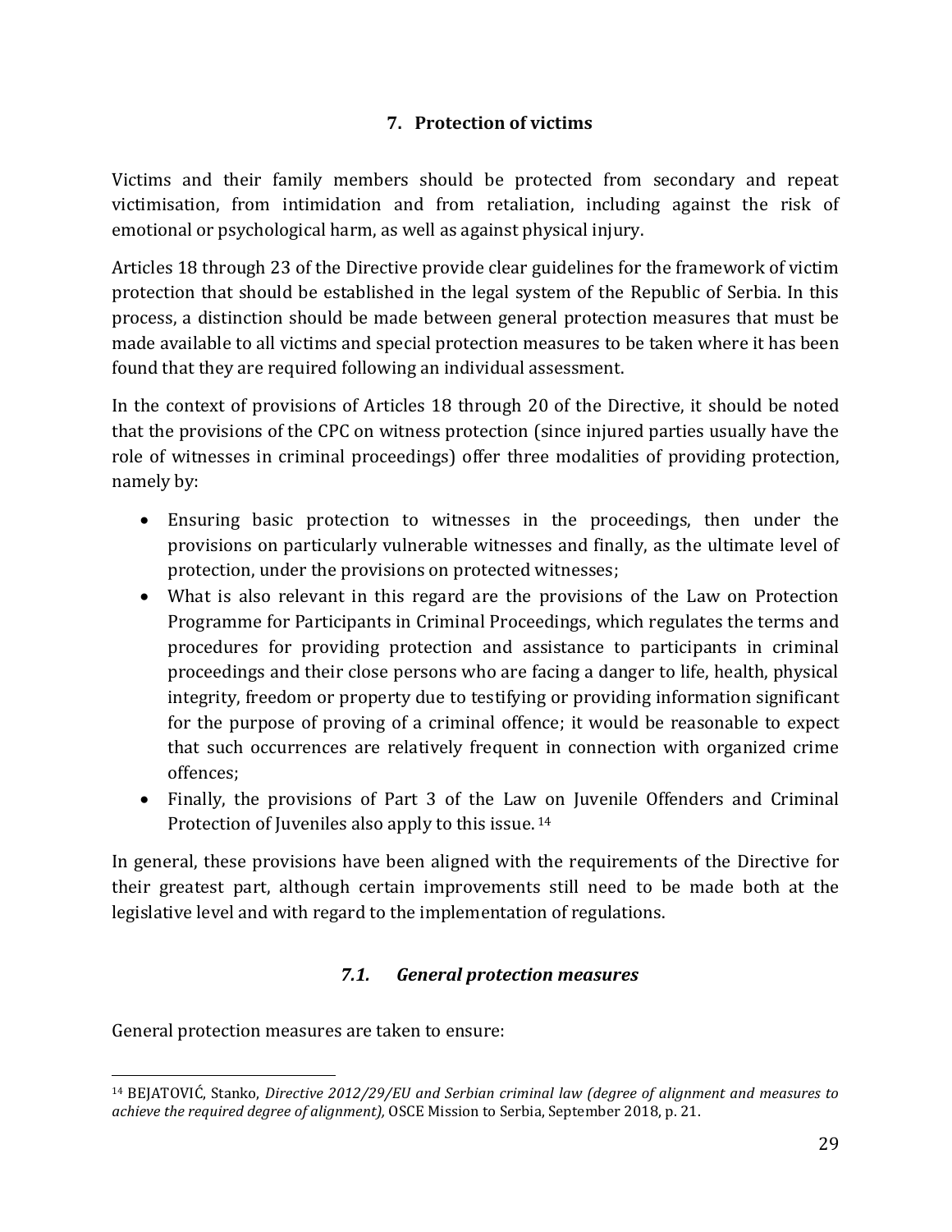## 7. Protection of victims

Victims and their family members should be protected from secondary and repeat victimisation, from intimidation and from retaliation, including against the risk of emotional or psychological harm, as well as against physical injury.

Articles 18 through 23 of the Directive provide clear guidelines for the framework of victim protection that should be established in the legal system of the Republic of Serbia. In this process, a distinction should be made between general protection measures that must be made available to all victims and special protection measures to be taken where it has been found that they are required following an individual assessment.

In the context of provisions of Articles 18 through 20 of the Directive, it should be noted that the provisions of the CPC on witness protection (since injured parties usually have the role of witnesses in criminal proceedings) offer three modalities of providing protection, namely by:

- Ensuring basic protection to witnesses in the proceedings, then under the provisions on particularly vulnerable witnesses and finally, as the ultimate level of protection, under the provisions on protected witnesses;
- What is also relevant in this regard are the provisions of the Law on Protection Programme for Participants in Criminal Proceedings, which regulates the terms and procedures for providing protection and assistance to participants in criminal proceedings and their close persons who are facing a danger to life, health, physical integrity, freedom or property due to testifying or providing information significant for the purpose of proving of a criminal offence; it would be reasonable to expect that such occurrences are relatively frequent in connection with organized crime offences;
- Finally, the provisions of Part 3 of the Law on Juvenile Offenders and Criminal Protection of Juveniles also apply to this issue. [14]

In general, these provisions have been aligned with the requirements of the Directive for their greatest part, although certain improvements still need to be made both at the legislative level and with regard to the implementation of regulations.

### *7.1. General protection measures*

General protection measures are taken to ensure:

[14] BEJATOVIĆ, Stanko, *Directive 2012/29/EU and Serbian criminal law (degree of alignment and measures to achieve the required degree of alignment),* OSCE Mission to Serbia, September 2018, p. 21.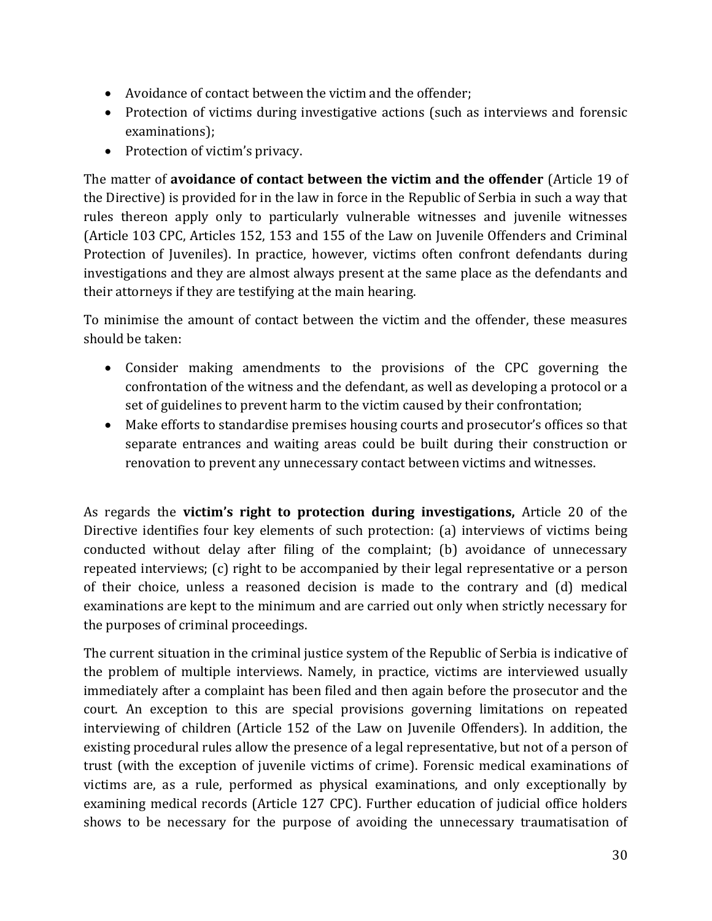- Avoidance of contact between the victim and the offender;
- Protection of victims during investigative actions (such as interviews and forensic examinations);
- Protection of victim's privacy.

The matter of **avoidance of contact between the victim and the offender** (Article 19 of the Directive) is provided for in the law in force in the Republic of Serbia in such a way that rules thereon apply only to particularly vulnerable witnesses and juvenile witnesses (Article 103 CPC, Articles 152, 153 and 155 of the Law on Juvenile Offenders and Criminal Protection of Juveniles). In practice, however, victims often confront defendants during investigations and they are almost always present at the same place as the defendants and their attorneys if they are testifying at the main hearing.

To minimise the amount of contact between the victim and the offender, these measures should be taken:

- Consider making amendments to the provisions of the CPC governing the confrontation of the witness and the defendant, as well as developing a protocol or a set of guidelines to prevent harm to the victim caused by their confrontation;
- Make efforts to standardise premises housing courts and prosecutor's offices so that separate entrances and waiting areas could be built during their construction or renovation to prevent any unnecessary contact between victims and witnesses.

As regards the **victim's right to protection during investigations,** Article 20 of the Directive identifies four key elements of such protection: (a) interviews of victims being conducted without delay after filing of the complaint; (b) avoidance of unnecessary repeated interviews; (c) right to be accompanied by their legal representative or a person of their choice, unless a reasoned decision is made to the contrary and (d) medical examinations are kept to the minimum and are carried out only when strictly necessary for the purposes of criminal proceedings.

The current situation in the criminal justice system of the Republic of Serbia is indicative of the problem of multiple interviews. Namely, in practice, victims are interviewed usually immediately after a complaint has been filed and then again before the prosecutor and the court. An exception to this are special provisions governing limitations on repeated interviewing of children (Article 152 of the Law on Juvenile Offenders). In addition, the existing procedural rules allow the presence of a legal representative, but not of a person of trust (with the exception of juvenile victims of crime). Forensic medical examinations of victims are, as a rule, performed as physical examinations, and only exceptionally by examining medical records (Article 127 CPC). Further education of judicial office holders shows to be necessary for the purpose of avoiding the unnecessary traumatisation of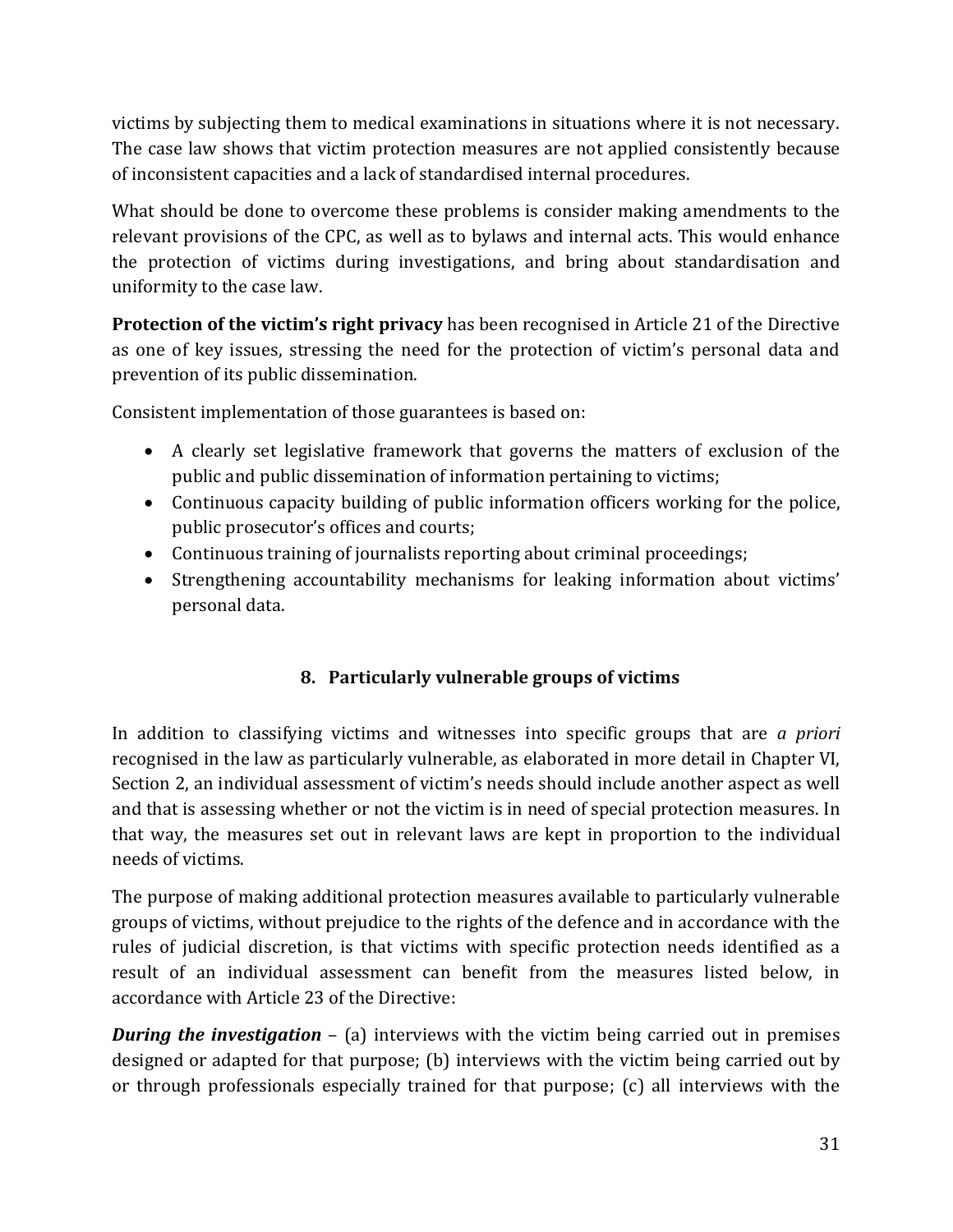victims by subjecting them to medical examinations in situations where it is not necessary. The case law shows that victim protection measures are not applied consistently because of inconsistent capacities and a lack of standardised internal procedures.

What should be done to overcome these problems is consider making amendments to the relevant provisions of the CPC, as well as to bylaws and internal acts. This would enhance the protection of victims during investigations, and bring about standardisation and uniformity to the case law.

**Protection of the victim's right privacy** has been recognised in Article 21 of the Directive as one of key issues, stressing the need for the protection of victim's personal data and prevention of its public dissemination.

Consistent implementation of those guarantees is based on:

- A clearly set legislative framework that governs the matters of exclusion of the public and public dissemination of information pertaining to victims;
- Continuous capacity building of public information officers working for the police, public prosecutor's offices and courts;
- Continuous training of journalists reporting about criminal proceedings;
- Strengthening accountability mechanisms for leaking information about victims' personal data.

## 8. Particularly vulnerable groups of victims

In addition to classifying victims and witnesses into specific groups that are *a priori* recognised in the law as particularly vulnerable, as elaborated in more detail in Chapter VI, Section 2, an individual assessment of victim's needs should include another aspect as well and that is assessing whether or not the victim is in need of special protection measures. In that way, the measures set out in relevant laws are kept in proportion to the individual needs of victims.

The purpose of making additional protection measures available to particularly vulnerable groups of victims, without prejudice to the rights of the defence and in accordance with the rules of judicial discretion, is that victims with specific protection needs identified as a result of an individual assessment can benefit from the measures listed below, in accordance with Article 23 of the Directive:

***During the investigation*** – (a) interviews with the victim being carried out in premises designed or adapted for that purpose; (b) interviews with the victim being carried out by or through professionals especially trained for that purpose; (c) all interviews with the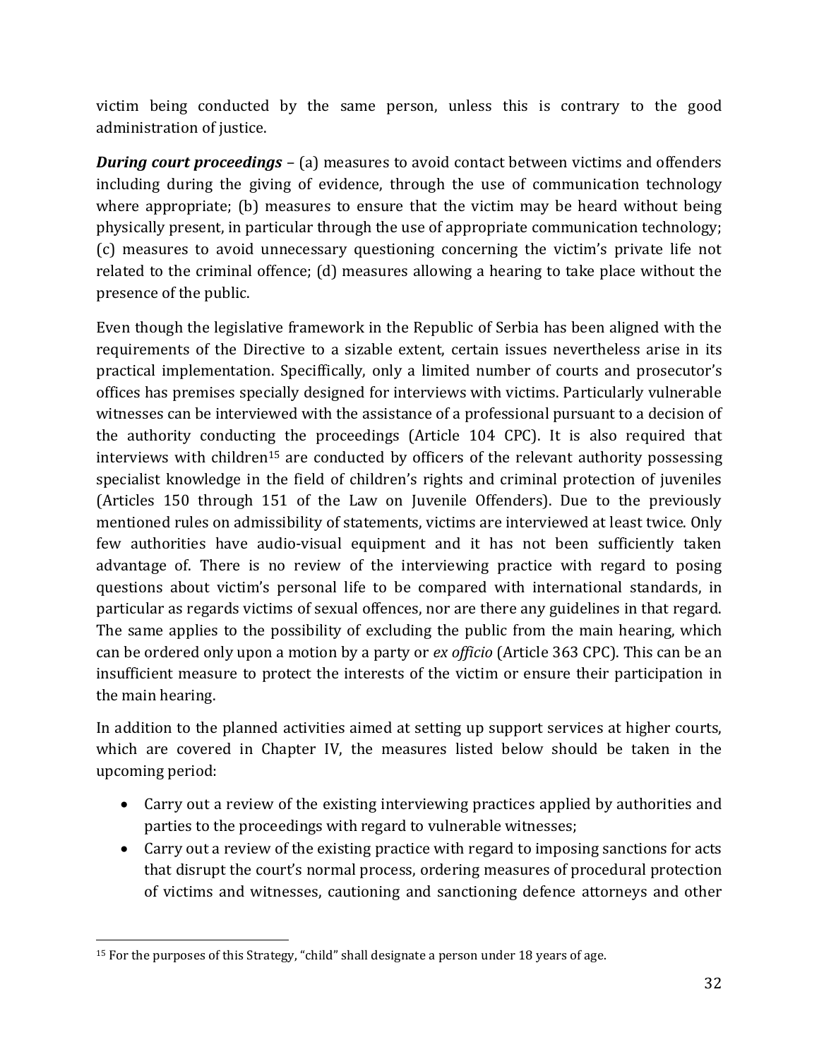victim being conducted by the same person, unless this is contrary to the good administration of justice.

***During court proceedings*** – (a) measures to avoid contact between victims and offenders including during the giving of evidence, through the use of communication technology where appropriate; (b) measures to ensure that the victim may be heard without being physically present, in particular through the use of appropriate communication technology; (c) measures to avoid unnecessary questioning concerning the victim's private life not related to the criminal offence; (d) measures allowing a hearing to take place without the presence of the public.

Even though the legislative framework in the Republic of Serbia has been aligned with the requirements of the Directive to a sizable extent, certain issues nevertheless arise in its practical implementation. Speciffically, only a limited number of courts and prosecutor's offices has premises specially designed for interviews with victims. Particularly vulnerable witnesses can be interviewed with the assistance of a professional pursuant to a decision of the authority conducting the proceedings (Article 104 CPC). It is also required that interviews with children[15] are conducted by officers of the relevant authority possessing specialist knowledge in the field of children's rights and criminal protection of juveniles (Articles 150 through 151 of the Law on Juvenile Offenders). Due to the previously mentioned rules on admissibility of statements, victims are interviewed at least twice. Only few authorities have audio-visual equipment and it has not been sufficiently taken advantage of. There is no review of the interviewing practice with regard to posing questions about victim's personal life to be compared with international standards, in particular as regards victims of sexual offences, nor are there any guidelines in that regard. The same applies to the possibility of excluding the public from the main hearing, which can be ordered only upon a motion by a party or *ex officio* (Article 363 CPC). This can be an insufficient measure to protect the interests of the victim or ensure their participation in the main hearing.

In addition to the planned activities aimed at setting up support services at higher courts, which are covered in Chapter IV, the measures listed below should be taken in the upcoming period:

- Carry out a review of the existing interviewing practices applied by authorities and parties to the proceedings with regard to vulnerable witnesses;
- Carry out a review of the existing practice with regard to imposing sanctions for acts that disrupt the court's normal process, ordering measures of procedural protection of victims and witnesses, cautioning and sanctioning defence attorneys and other

[15] For the purposes of this Strategy, "child" shall designate a person under 18 years of age.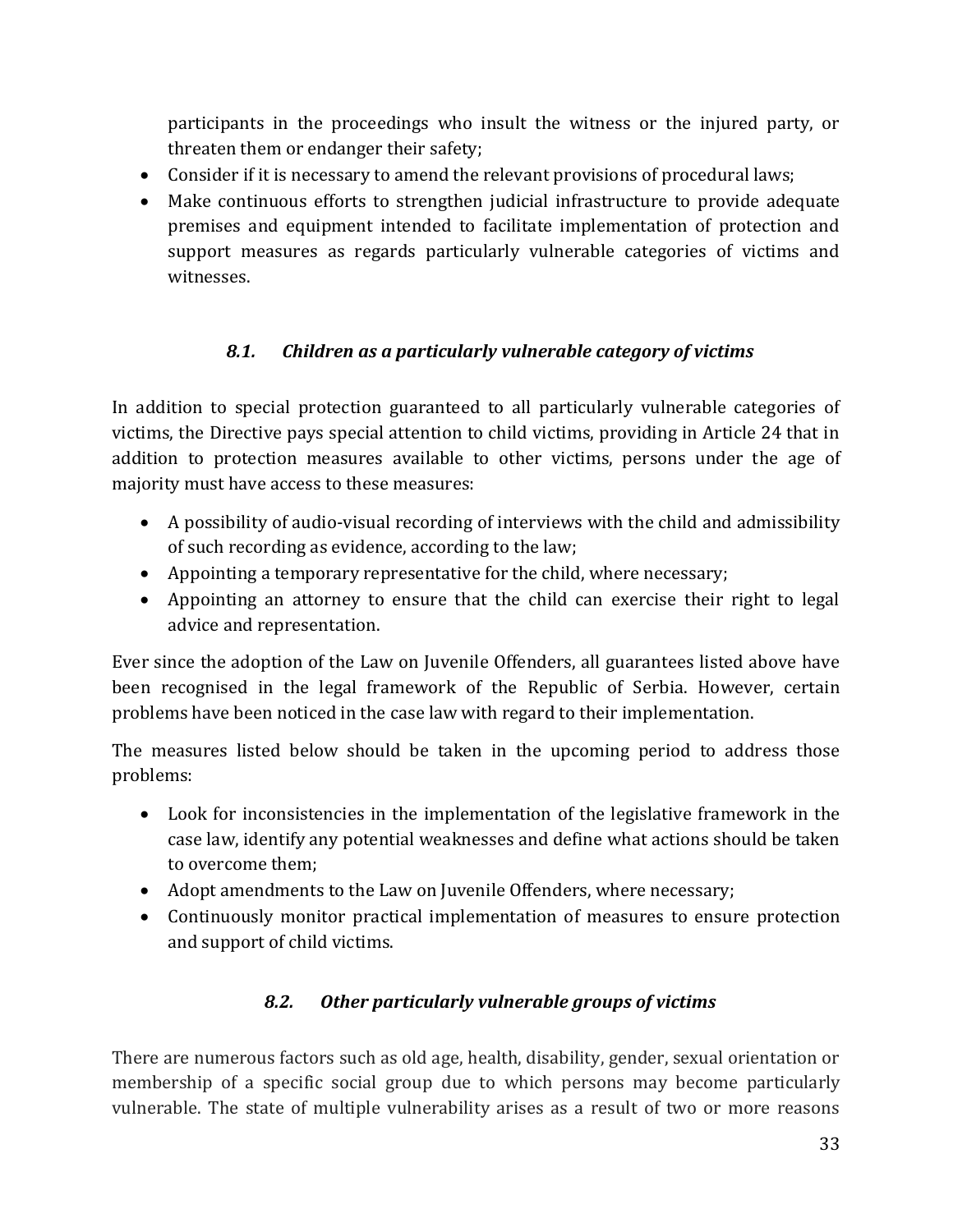participants in the proceedings who insult the witness or the injured party, or threaten them or endanger their safety;

- Consider if it is necessary to amend the relevant provisions of procedural laws;
- Make continuous efforts to strengthen judicial infrastructure to provide adequate premises and equipment intended to facilitate implementation of protection and support measures as regards particularly vulnerable categories of victims and witnesses.

### *8.1. Children as a particularly vulnerable category of victims*

In addition to special protection guaranteed to all particularly vulnerable categories of victims, the Directive pays special attention to child victims, providing in Article 24 that in addition to protection measures available to other victims, persons under the age of majority must have access to these measures:

- A possibility of audio-visual recording of interviews with the child and admissibility of such recording as evidence, according to the law;
- Appointing a temporary representative for the child, where necessary;
- Appointing an attorney to ensure that the child can exercise their right to legal advice and representation.

Ever since the adoption of the Law on Juvenile Offenders, all guarantees listed above have been recognised in the legal framework of the Republic of Serbia. However, certain problems have been noticed in the case law with regard to their implementation.

The measures listed below should be taken in the upcoming period to address those problems:

- Look for inconsistencies in the implementation of the legislative framework in the case law, identify any potential weaknesses and define what actions should be taken to overcome them;
- Adopt amendments to the Law on Juvenile Offenders, where necessary;
- Continuously monitor practical implementation of measures to ensure protection and support of child victims.

### *8.2. Other particularly vulnerable groups of victims*

There are numerous factors such as old age, health, disability, gender, sexual orientation or membership of a specific social group due to which persons may become particularly vulnerable. The state of multiple vulnerability arises as a result of two or more reasons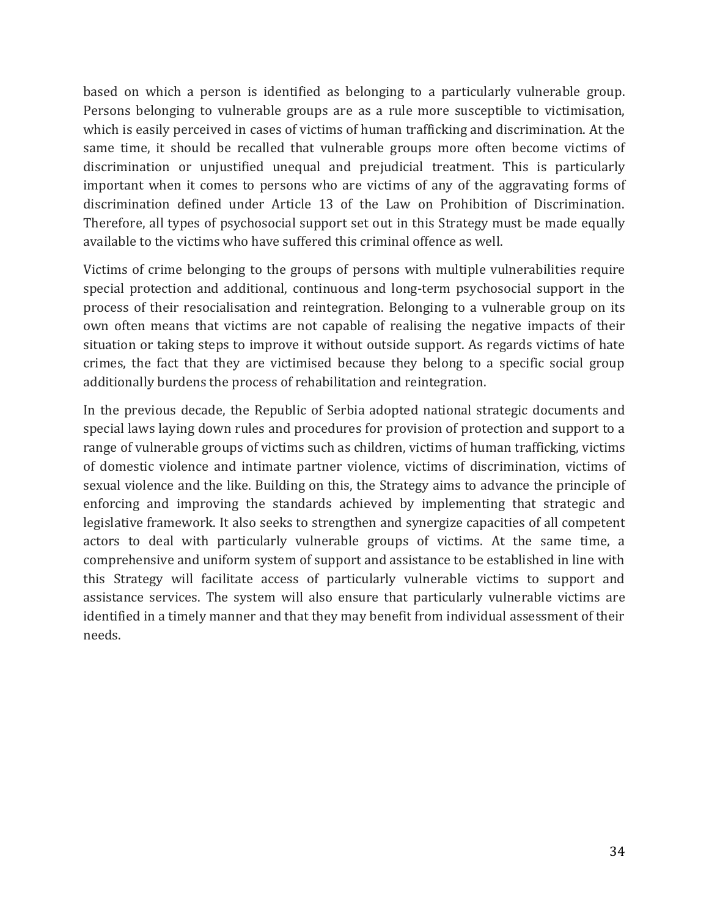based on which a person is identified as belonging to a particularly vulnerable group. Persons belonging to vulnerable groups are as a rule more susceptible to victimisation, which is easily perceived in cases of victims of human trafficking and discrimination. At the same time, it should be recalled that vulnerable groups more often become victims of discrimination or unjustified unequal and prejudicial treatment. This is particularly important when it comes to persons who are victims of any of the aggravating forms of discrimination defined under Article 13 of the Law on Prohibition of Discrimination. Therefore, all types of psychosocial support set out in this Strategy must be made equally available to the victims who have suffered this criminal offence as well.

Victims of crime belonging to the groups of persons with multiple vulnerabilities require special protection and additional, continuous and long-term psychosocial support in the process of their resocialisation and reintegration. Belonging to a vulnerable group on its own often means that victims are not capable of realising the negative impacts of their situation or taking steps to improve it without outside support. As regards victims of hate crimes, the fact that they are victimised because they belong to a specific social group additionally burdens the process of rehabilitation and reintegration.

In the previous decade, the Republic of Serbia adopted national strategic documents and special laws laying down rules and procedures for provision of protection and support to a range of vulnerable groups of victims such as children, victims of human trafficking, victims of domestic violence and intimate partner violence, victims of discrimination, victims of sexual violence and the like. Building on this, the Strategy aims to advance the principle of enforcing and improving the standards achieved by implementing that strategic and legislative framework. It also seeks to strengthen and synergize capacities of all competent actors to deal with particularly vulnerable groups of victims. At the same time, a comprehensive and uniform system of support and assistance to be established in line with this Strategy will facilitate access of particularly vulnerable victims to support and assistance services. The system will also ensure that particularly vulnerable victims are identified in a timely manner and that they may benefit from individual assessment of their needs.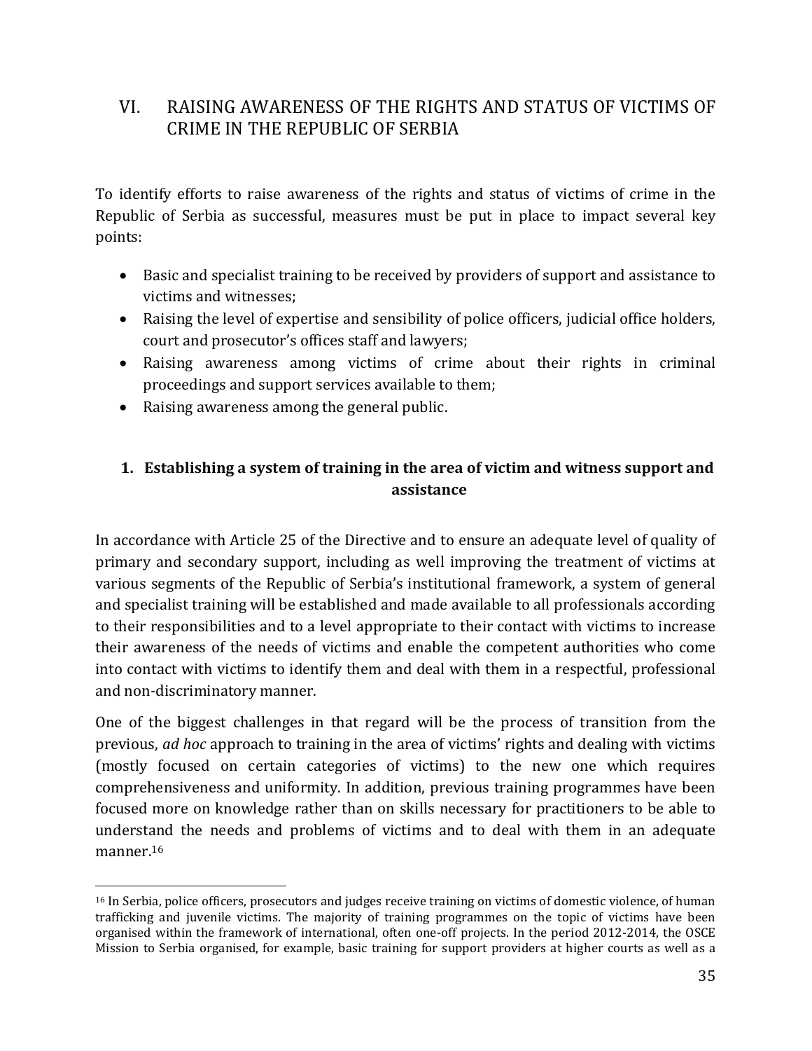# VI. RAISING AWARENESS OF THE RIGHTS AND STATUS OF VICTIMS OF CRIME IN THE REPUBLIC OF SERBIA

To identify efforts to raise awareness of the rights and status of victims of crime in the Republic of Serbia as successful, measures must be put in place to impact several key points:

- Basic and specialist training to be received by providers of support and assistance to victims and witnesses;
- Raising the level of expertise and sensibility of police officers, judicial office holders, court and prosecutor's offices staff and lawyers;
- Raising awareness among victims of crime about their rights in criminal proceedings and support services available to them;
- Raising awareness among the general public.

## 1. Establishing a system of training in the area of victim and witness support and assistance

In accordance with Article 25 of the Directive and to ensure an adequate level of quality of primary and secondary support, including as well improving the treatment of victims at various segments of the Republic of Serbia's institutional framework, a system of general and specialist training will be established and made available to all professionals according to their responsibilities and to a level appropriate to their contact with victims to increase their awareness of the needs of victims and enable the competent authorities who come into contact with victims to identify them and deal with them in a respectful, professional and non-discriminatory manner.

One of the biggest challenges in that regard will be the process of transition from the previous, *ad hoc* approach to training in the area of victims' rights and dealing with victims (mostly focused on certain categories of victims) to the new one which requires comprehensiveness and uniformity. In addition, previous training programmes have been focused more on knowledge rather than on skills necessary for practitioners to be able to understand the needs and problems of victims and to deal with them in an adequate manner.[16]

[16] In Serbia, police officers, prosecutors and judges receive training on victims of domestic violence, of human trafficking and juvenile victims. The majority of training programmes on the topic of victims have been organised within the framework of international, often one-off projects. In the period 2012-2014, the OSCE Mission to Serbia organised, for example, basic training for support providers at higher courts as well as a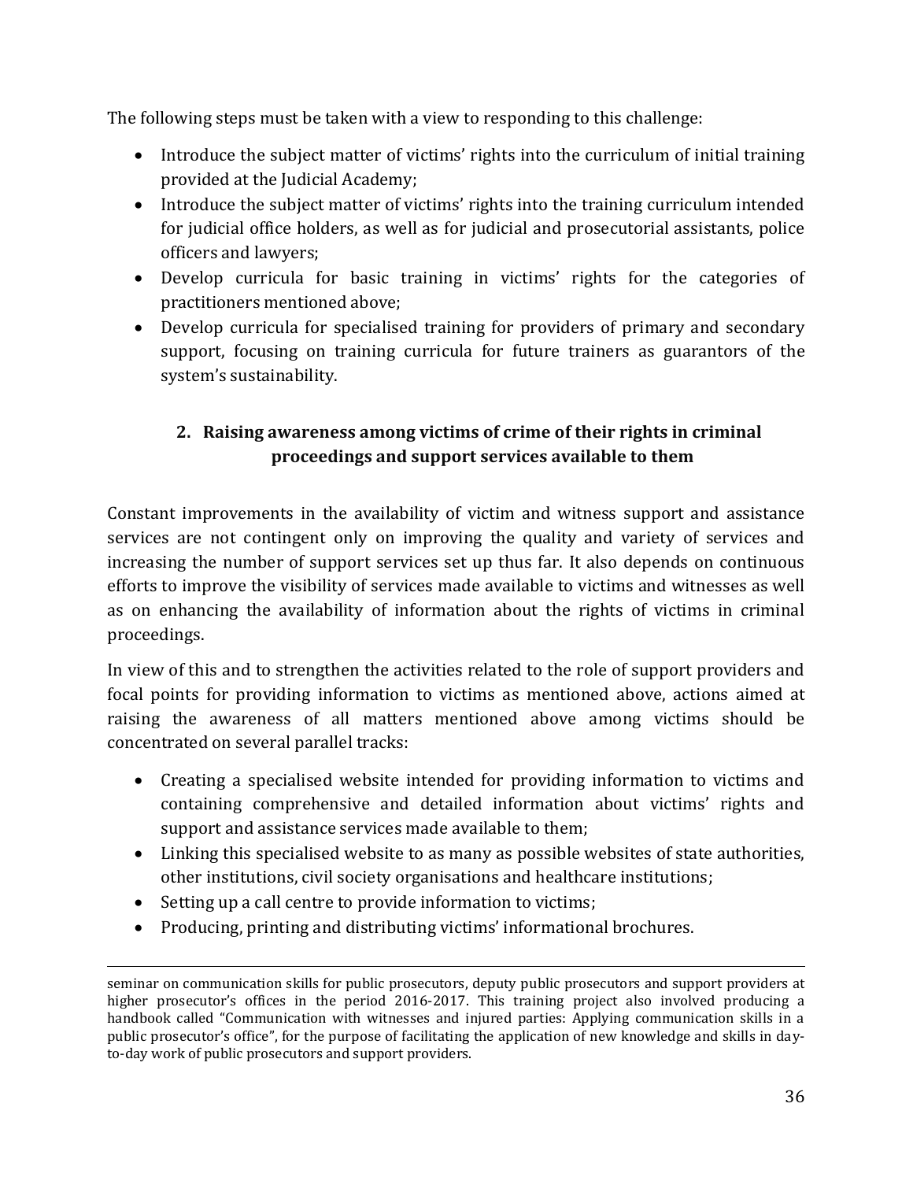The following steps must be taken with a view to responding to this challenge:

- Introduce the subject matter of victims' rights into the curriculum of initial training provided at the Judicial Academy;
- Introduce the subject matter of victims' rights into the training curriculum intended for judicial office holders, as well as for judicial and prosecutorial assistants, police officers and lawyers;
- Develop curricula for basic training in victims' rights for the categories of practitioners mentioned above;
- Develop curricula for specialised training for providers of primary and secondary support, focusing on training curricula for future trainers as guarantors of the system's sustainability.

## 2. Raising awareness among victims of crime of their rights in criminal proceedings and support services available to them

Constant improvements in the availability of victim and witness support and assistance services are not contingent only on improving the quality and variety of services and increasing the number of support services set up thus far. It also depends on continuous efforts to improve the visibility of services made available to victims and witnesses as well as on enhancing the availability of information about the rights of victims in criminal proceedings.

In view of this and to strengthen the activities related to the role of support providers and focal points for providing information to victims as mentioned above, actions aimed at raising the awareness of all matters mentioned above among victims should be concentrated on several parallel tracks:

- Creating a specialised website intended for providing information to victims and containing comprehensive and detailed information about victims' rights and support and assistance services made available to them;
- Linking this specialised website to as many as possible websites of state authorities, other institutions, civil society organisations and healthcare institutions;
- Setting up a call centre to provide information to victims;
- Producing, printing and distributing victims' informational brochures.

---

seminar on communication skills for public prosecutors, deputy public prosecutors and support providers at higher prosecutor's offices in the period 2016-2017. This training project also involved producing a handbook called "Communication with witnesses and injured parties: Applying communication skills in a public prosecutor's office", for the purpose of facilitating the application of new knowledge and skills in day-to-day work of public prosecutors and support providers.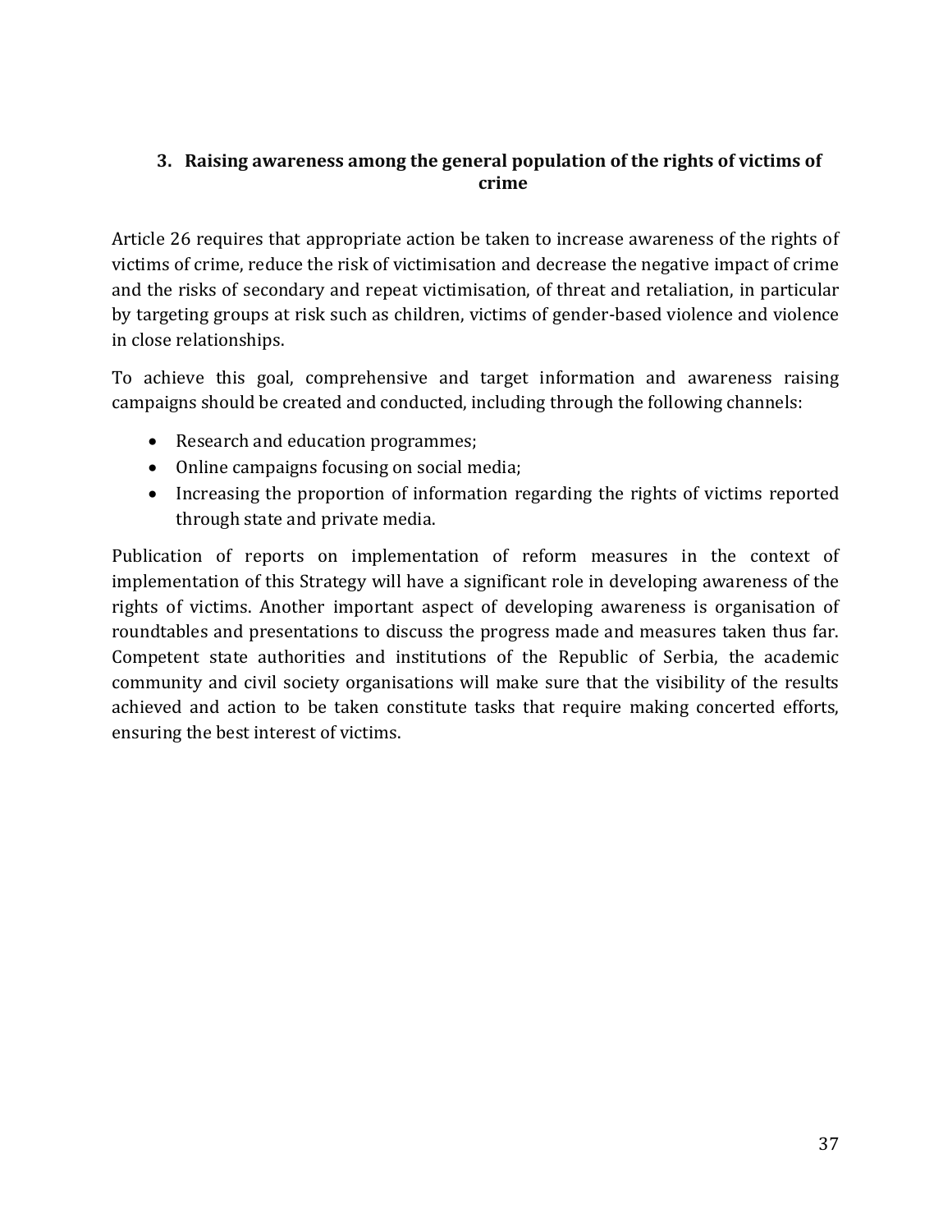## 3. Raising awareness among the general population of the rights of victims of crime

Article 26 requires that appropriate action be taken to increase awareness of the rights of victims of crime, reduce the risk of victimisation and decrease the negative impact of crime and the risks of secondary and repeat victimisation, of threat and retaliation, in particular by targeting groups at risk such as children, victims of gender-based violence and violence in close relationships.

To achieve this goal, comprehensive and target information and awareness raising campaigns should be created and conducted, including through the following channels:

- Research and education programmes;
- Online campaigns focusing on social media;
- Increasing the proportion of information regarding the rights of victims reported through state and private media.

Publication of reports on implementation of reform measures in the context of implementation of this Strategy will have a significant role in developing awareness of the rights of victims. Another important aspect of developing awareness is organisation of roundtables and presentations to discuss the progress made and measures taken thus far. Competent state authorities and institutions of the Republic of Serbia, the academic community and civil society organisations will make sure that the visibility of the results achieved and action to be taken constitute tasks that require making concerted efforts, ensuring the best interest of victims.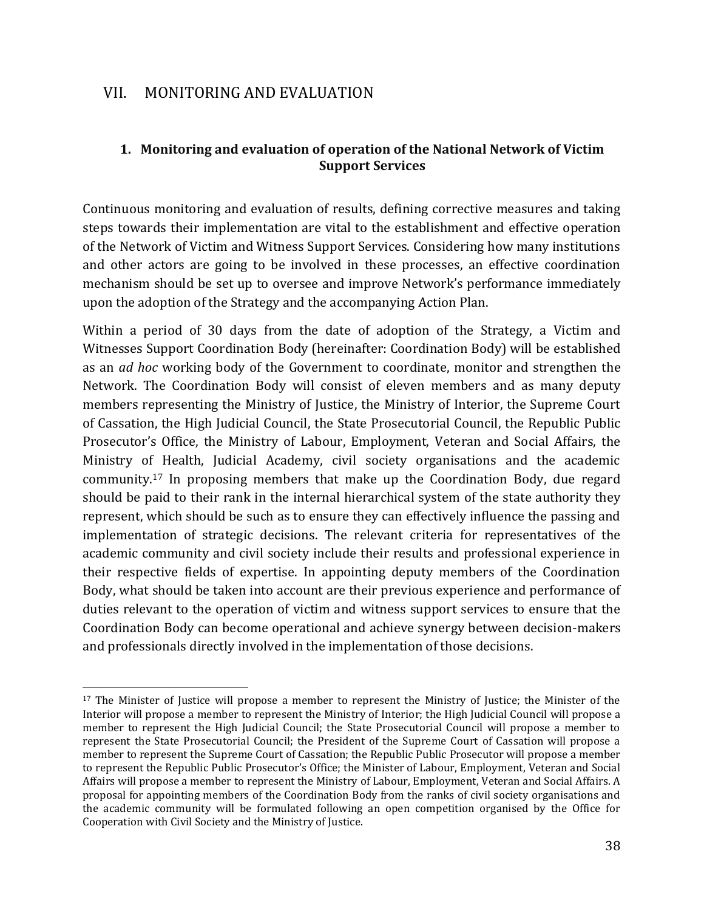## VII. MONITORING AND EVALUATION

### 1. Monitoring and evaluation of operation of the National Network of Victim Support Services

Continuous monitoring and evaluation of results, defining corrective measures and taking steps towards their implementation are vital to the establishment and effective operation of the Network of Victim and Witness Support Services. Considering how many institutions and other actors are going to be involved in these processes, an effective coordination mechanism should be set up to oversee and improve Network's performance immediately upon the adoption of the Strategy and the accompanying Action Plan.

Within a period of 30 days from the date of adoption of the Strategy, a Victim and Witnesses Support Coordination Body (hereinafter: Coordination Body) will be established as an *ad hoc* working body of the Government to coordinate, monitor and strengthen the Network. The Coordination Body will consist of eleven members and as many deputy members representing the Ministry of Justice, the Ministry of Interior, the Supreme Court of Cassation, the High Judicial Council, the State Prosecutorial Council, the Republic Public Prosecutor's Office, the Ministry of Labour, Employment, Veteran and Social Affairs, the Ministry of Health, Judicial Academy, civil society organisations and the academic community.[17] In proposing members that make up the Coordination Body, due regard should be paid to their rank in the internal hierarchical system of the state authority they represent, which should be such as to ensure they can effectively influence the passing and implementation of strategic decisions. The relevant criteria for representatives of the academic community and civil society include their results and professional experience in their respective fields of expertise. In appointing deputy members of the Coordination Body, what should be taken into account are their previous experience and performance of duties relevant to the operation of victim and witness support services to ensure that the Coordination Body can become operational and achieve synergy between decision-makers and professionals directly involved in the implementation of those decisions.

---

[17] The Minister of Justice will propose a member to represent the Ministry of Justice; the Minister of the Interior will propose a member to represent the Ministry of Interior; the High Judicial Council will propose a member to represent the High Judicial Council; the State Prosecutorial Council will propose a member to represent the State Prosecutorial Council; the President of the Supreme Court of Cassation will propose a member to represent the Supreme Court of Cassation; the Republic Public Prosecutor will propose a member to represent the Republic Public Prosecutor's Office; the Minister of Labour, Employment, Veteran and Social Affairs will propose a member to represent the Ministry of Labour, Employment, Veteran and Social Affairs. A proposal for appointing members of the Coordination Body from the ranks of civil society organisations and the academic community will be formulated following an open competition organised by the Office for Cooperation with Civil Society and the Ministry of Justice.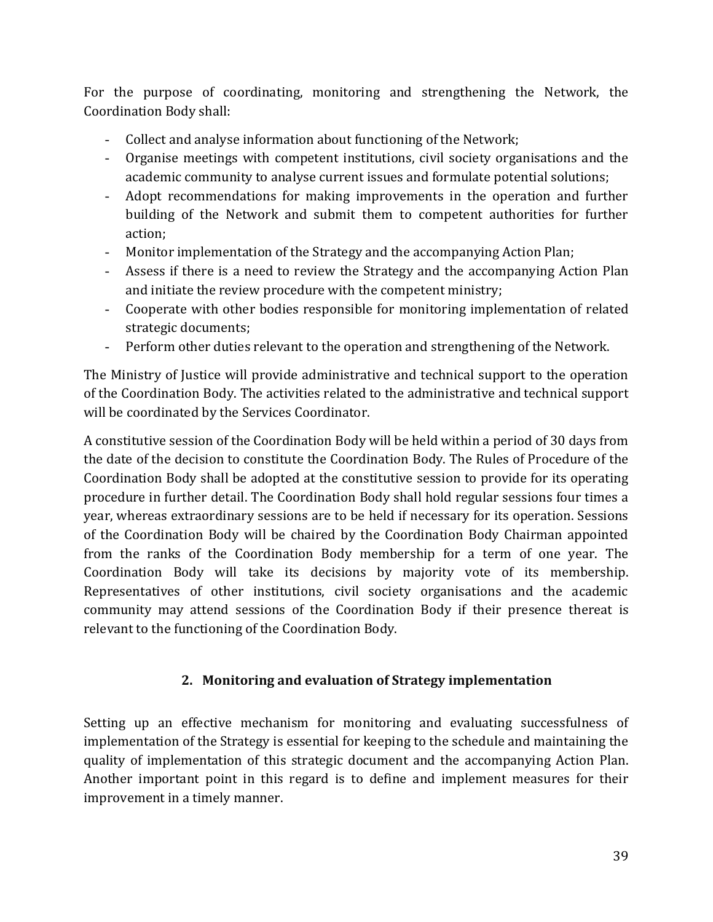For the purpose of coordinating, monitoring and strengthening the Network, the Coordination Body shall:

- Collect and analyse information about functioning of the Network;
- Organise meetings with competent institutions, civil society organisations and the academic community to analyse current issues and formulate potential solutions;
- Adopt recommendations for making improvements in the operation and further building of the Network and submit them to competent authorities for further action;
- Monitor implementation of the Strategy and the accompanying Action Plan;
- Assess if there is a need to review the Strategy and the accompanying Action Plan and initiate the review procedure with the competent ministry;
- Cooperate with other bodies responsible for monitoring implementation of related strategic documents;
- Perform other duties relevant to the operation and strengthening of the Network.

The Ministry of Justice will provide administrative and technical support to the operation of the Coordination Body. The activities related to the administrative and technical support will be coordinated by the Services Coordinator.

A constitutive session of the Coordination Body will be held within a period of 30 days from the date of the decision to constitute the Coordination Body. The Rules of Procedure of the Coordination Body shall be adopted at the constitutive session to provide for its operating procedure in further detail. The Coordination Body shall hold regular sessions four times a year, whereas extraordinary sessions are to be held if necessary for its operation. Sessions of the Coordination Body will be chaired by the Coordination Body Chairman appointed from the ranks of the Coordination Body membership for a term of one year. The Coordination Body will take its decisions by majority vote of its membership. Representatives of other institutions, civil society organisations and the academic community may attend sessions of the Coordination Body if their presence thereat is relevant to the functioning of the Coordination Body.

## 2. Monitoring and evaluation of Strategy implementation

Setting up an effective mechanism for monitoring and evaluating successfulness of implementation of the Strategy is essential for keeping to the schedule and maintaining the quality of implementation of this strategic document and the accompanying Action Plan. Another important point in this regard is to define and implement measures for their improvement in a timely manner.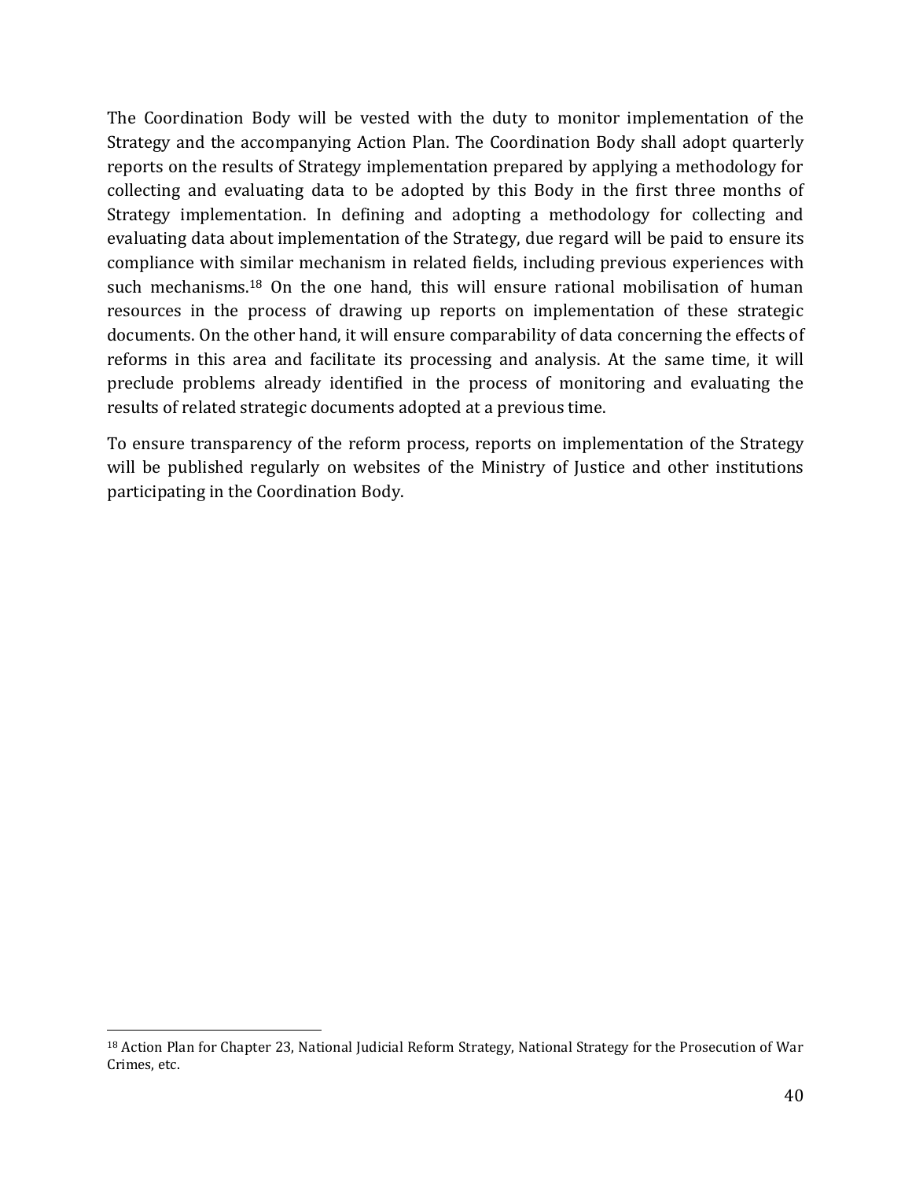The Coordination Body will be vested with the duty to monitor implementation of the Strategy and the accompanying Action Plan. The Coordination Body shall adopt quarterly reports on the results of Strategy implementation prepared by applying a methodology for collecting and evaluating data to be adopted by this Body in the first three months of Strategy implementation. In defining and adopting a methodology for collecting and evaluating data about implementation of the Strategy, due regard will be paid to ensure its compliance with similar mechanism in related fields, including previous experiences with such mechanisms.[18] On the one hand, this will ensure rational mobilisation of human resources in the process of drawing up reports on implementation of these strategic documents. On the other hand, it will ensure comparability of data concerning the effects of reforms in this area and facilitate its processing and analysis. At the same time, it will preclude problems already identified in the process of monitoring and evaluating the results of related strategic documents adopted at a previous time.

To ensure transparency of the reform process, reports on implementation of the Strategy will be published regularly on websites of the Ministry of Justice and other institutions participating in the Coordination Body.

[18] Action Plan for Chapter 23, National Judicial Reform Strategy, National Strategy for the Prosecution of War Crimes, etc.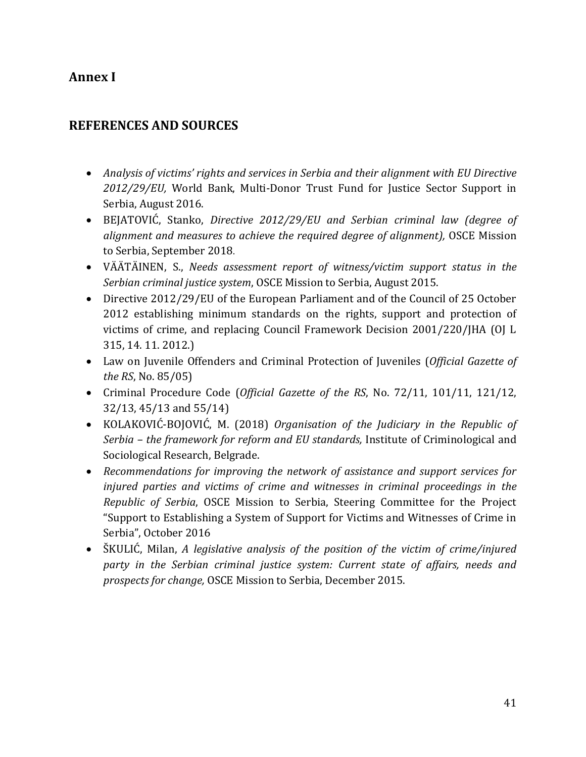# Annex I

## REFERENCES AND SOURCES

- *Analysis of victims' rights and services in Serbia and their alignment with EU Directive 2012/29/EU,* World Bank, Multi-Donor Trust Fund for Justice Sector Support in Serbia, August 2016.
- BEJATOVIĆ, Stanko, *Directive 2012/29/EU and Serbian criminal law (degree of alignment and measures to achieve the required degree of alignment),* OSCE Mission to Serbia, September 2018.
- VÄÄTÄINEN, S., *Needs assessment report of witness/victim support status in the Serbian criminal justice system*, OSCE Mission to Serbia, August 2015.
- Directive 2012/29/EU of the European Parliament and of the Council of 25 October 2012 establishing minimum standards on the rights, support and protection of victims of crime, and replacing Council Framework Decision 2001/220/JHA (OJ L 315, 14. 11. 2012.)
- Law on Juvenile Offenders and Criminal Protection of Juveniles (*Official Gazette of the RS*, No. 85/05)
- Criminal Procedure Code (*Official Gazette of the RS*, No. 72/11, 101/11, 121/12, 32/13, 45/13 and 55/14)
- KOLAKOVIĆ-BOJOVIĆ, M. (2018) *Organisation of the Judiciary in the Republic of Serbia – the framework for reform and EU standards,* Institute of Criminological and Sociological Research, Belgrade.
- *Recommendations for improving the network of assistance and support services for injured parties and victims of crime and witnesses in criminal proceedings in the Republic of Serbia*, OSCE Mission to Serbia, Steering Committee for the Project "Support to Establishing a System of Support for Victims and Witnesses of Crime in Serbia", October 2016
- ŠKULIĆ, Milan, *A legislative analysis of the position of the victim of crime/injured party in the Serbian criminal justice system: Current state of affairs, needs and prospects for change,* OSCE Mission to Serbia, December 2015.